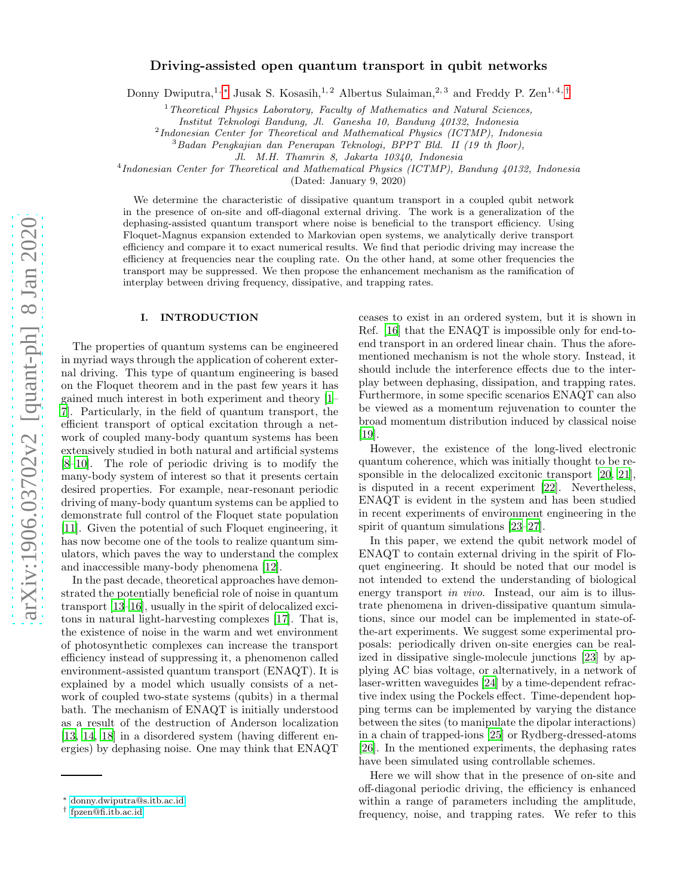# Driving-assisted open quantum transport in qubit networks

Donny Dwiputra,[1,*] Jusak S. Kosasih,[1,2] Albertus Sulaiman,[2,3] and Freddy P. Zen[1,4,†]

[1] *Theoretical Physics Laboratory, Faculty of Mathematics and Natural Sciences, Institut Teknologi Bandung, Jl. Ganesha 10, Bandung 40132, Indonesia*
[2] *Indonesian Center for Theoretical and Mathematical Physics (ICTMP), Indonesia*
[3] *Badan Pengkajian dan Penerapan Teknologi, BPPT Bld. II (19 th floor), Jl. M.H. Thamrin 8, Jakarta 10340, Indonesia*
[4] *Indonesian Center for Theoretical and Mathematical Physics (ICTMP), Bandung 40132, Indonesia*

(Dated: January 9, 2020)

We determine the characteristic of dissipative quantum transport in a coupled qubit network in the presence of on-site and off-diagonal external driving. The work is a generalization of the dephasing-assisted quantum transport where noise is beneficial to the transport efficiency. Using Floquet-Magnus expansion extended to Markovian open systems, we analytically derive transport efficiency and compare it to exact numerical results. We find that periodic driving may increase the efficiency at frequencies near the coupling rate. On the other hand, at some other frequencies the transport may be suppressed. We then propose the enhancement mechanism as the ramification of interplay between driving frequency, dissipative, and trapping rates.

## I. INTRODUCTION

The properties of quantum systems can be engineered in myriad ways through the application of coherent external driving. This type of quantum engineering is based on the Floquet theorem and in the past few years it has gained much interest in both experiment and theory [1–7]. Particularly, in the field of quantum transport, the efficient transport of optical excitation through a network of coupled many-body quantum systems has been extensively studied in both natural and artificial systems [8–10]. The role of periodic driving is to modify the many-body system of interest so that it presents certain desired properties. For example, near-resonant periodic driving of many-body quantum systems can be applied to demonstrate full control of the Floquet state population [11]. Given the potential of such Floquet engineering, it has now become one of the tools to realize quantum simulators, which paves the way to understand the complex and inaccessible many-body phenomena [12].

In the past decade, theoretical approaches have demonstrated the potentially beneficial role of noise in quantum transport [13–16], usually in the spirit of delocalized excitons in natural light-harvesting complexes [17]. That is, the existence of noise in the warm and wet environment of photosynthetic complexes can increase the transport efficiency instead of suppressing it, a phenomenon called environment-assisted quantum transport (ENAQT). It is explained by a model which usually consists of a network of coupled two-state systems (qubits) in a thermal bath. The mechanism of ENAQT is initially understood as a result of the destruction of Anderson localization [13, 14, 18] in a disordered system (having different energies) by dephasing noise. One may think that ENAQT ceases to exist in an ordered system, but it is shown in Ref. [16] that the ENAQT is impossible only for end-to-end transport in an ordered linear chain. Thus the aforementioned mechanism is not the whole story. Instead, it should include the interference effects due to the interplay between dephasing, dissipation, and trapping rates. Furthermore, in some specific scenarios ENAQT can also be viewed as a momentum rejuvenation to counter the broad momentum distribution induced by classical noise [19].

However, the existence of the long-lived electronic quantum coherence, which was initially thought to be responsible in the delocalized excitonic transport [20, 21], is disputed in a recent experiment [22]. Nevertheless, ENAQT is evident in the system and has been studied in recent experiments of environment engineering in the spirit of quantum simulations [23–27].

In this paper, we extend the qubit network model of ENAQT to contain external driving in the spirit of Floquet engineering. It should be noted that our model is not intended to extend the understanding of biological energy transport *in vivo*. Instead, our aim is to illustrate phenomena in driven-dissipative quantum simulations, since our model can be implemented in state-of-the-art experiments. We suggest some experimental proposals: periodically driven on-site energies can be realized in dissipative single-molecule junctions [23] by applying AC bias voltage, or alternatively, in a network of laser-written waveguides [24] by a time-dependent refractive index using the Pockels effect. Time-dependent hopping terms can be implemented by varying the distance between the sites (to manipulate the dipolar interactions) in a chain of trapped-ions [25] or Rydberg-dressed-atoms [26]. In the mentioned experiments, the dephasing rates have been simulated using controllable schemes.

Here we will show that in the presence of on-site and off-diagonal periodic driving, the efficiency is enhanced within a range of parameters including the amplitude, frequency, noise, and trapping rates. We refer to this

* donny.dwiputra@s.itb.ac.id
† fpzen@fi.itb.ac.id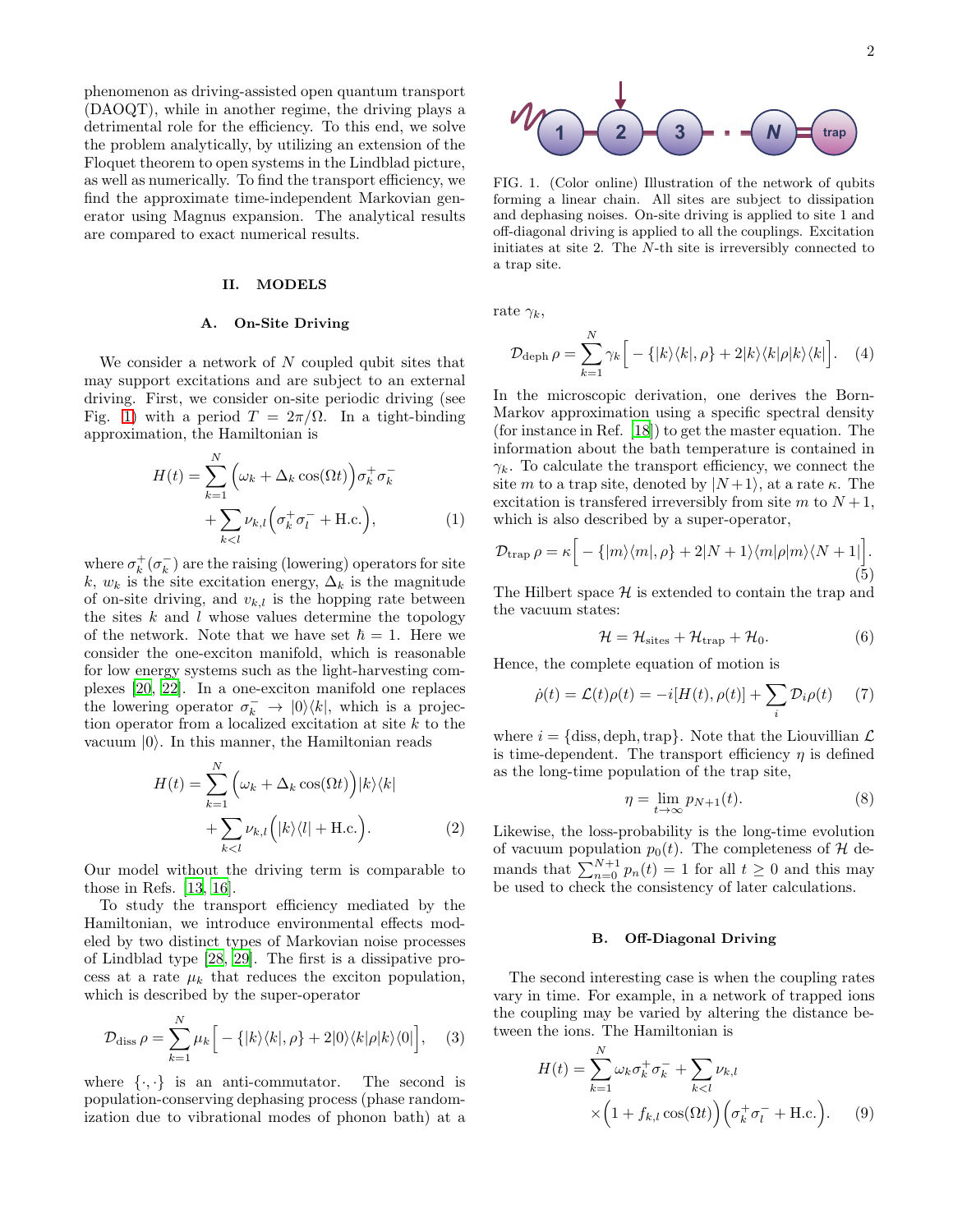phenomenon as driving-assisted open quantum transport (DAOQT), while in another regime, the driving plays a detrimental role for the efficiency. To this end, we solve the problem analytically, by utilizing an extension of the Floquet theorem to open systems in the Lindblad picture, as well as numerically. To find the transport efficiency, we find the approximate time-independent Markovian generator using Magnus expansion. The analytical results are compared to exact numerical results.

## II. MODELS

### A. On-Site Driving

We consider a network of $N$ coupled qubit sites that may support excitations and are subject to an external driving. First, we consider on-site periodic driving (see Fig. 1) with a period $T = 2\pi/\Omega$. In a tight-binding approximation, the Hamiltonian is

$$H(t) = \sum_{k=1}^{N}\Big(\omega_k + \Delta_k\cos(\Omega t)\Big)\sigma_k^+\sigma_k^- + \sum_{k<l}\nu_{k,l}\Big(\sigma_k^+\sigma_l^- + \text{H.c.}\Big), \quad (1)$$

where $\sigma_k^+(\sigma_k^-)$ are the raising (lowering) operators for site $k$, $w_k$ is the site excitation energy, $\Delta_k$ is the magnitude of on-site driving, and $v_{k,l}$ is the hopping rate between the sites $k$ and $l$ whose values determine the topology of the network. Note that we have set $\hbar = 1$. Here we consider the one-exciton manifold, which is reasonable for low energy systems such as the light-harvesting complexes [20, 22]. In a one-exciton manifold one replaces the lowering operator $\sigma_k^- \to |0\rangle\langle k|$, which is a projection operator from a localized excitation at site $k$ to the vacuum $|0\rangle$. In this manner, the Hamiltonian reads

$$H(t) = \sum_{k=1}^{N}\Big(\omega_k + \Delta_k\cos(\Omega t)\Big)|k\rangle\langle k| + \sum_{k<l}\nu_{k,l}\Big(|k\rangle\langle l| + \text{H.c.}\Big). \quad (2)$$

Our model without the driving term is comparable to those in Refs. [13, 16].

To study the transport efficiency mediated by the Hamiltonian, we introduce environmental effects modeled by two distinct types of Markovian noise processes of Lindblad type [28, 29]. The first is a dissipative process at a rate $\mu_k$ that reduces the exciton population, which is described by the super-operator

$$\mathcal{D}_{\text{diss}}\,\rho = \sum_{k=1}^{N}\mu_k\Big[-\{|k\rangle\langle k|,\rho\} + 2|0\rangle\langle k|\rho|k\rangle\langle 0|\Big], \quad (3)$$

where $\{\cdot,\cdot\}$ is an anti-commutator. The second is population-conserving dephasing process (phase randomization due to vibrational modes of phonon bath) at a rate $\gamma_k$,

$$\mathcal{D}_{\text{deph}}\,\rho = \sum_{k=1}^{N}\gamma_k\Big[-\{|k\rangle\langle k|,\rho\} + 2|k\rangle\langle k|\rho|k\rangle\langle k|\Big]. \quad (4)$$

FIG. 1. (Color online) Illustration of the network of qubits forming a linear chain. All sites are subject to dissipation and dephasing noises. On-site driving is applied to site 1 and off-diagonal driving is applied to all the couplings. Excitation initiates at site 2. The $N$-th site is irreversibly connected to a trap site.

In the microscopic derivation, one derives the Born-Markov approximation using a specific spectral density (for instance in Ref. [18]) to get the master equation. The information about the bath temperature is contained in $\gamma_k$. To calculate the transport efficiency, we connect the site $m$ to a trap site, denoted by $|N+1\rangle$, at a rate $\kappa$. The excitation is transfered irreversibly from site $m$ to $N+1$, which is also described by a super-operator,

$$\mathcal{D}_{\text{trap}}\,\rho = \kappa\Big[-\{|m\rangle\langle m|,\rho\} + 2|N+1\rangle\langle m|\rho|m\rangle\langle N+1|\Big]. \quad (5)$$

The Hilbert space $\mathcal{H}$ is extended to contain the trap and the vacuum states:

$$\mathcal{H} = \mathcal{H}_{\text{sites}} + \mathcal{H}_{\text{trap}} + \mathcal{H}_0. \quad (6)$$

Hence, the complete equation of motion is

$$\dot{\rho}(t) = \mathcal{L}(t)\rho(t) = -i[H(t),\rho(t)] + \sum_i \mathcal{D}_i\rho(t) \quad (7)$$

where $i = \{\text{diss}, \text{deph}, \text{trap}\}$. Note that the Liouvillian $\mathcal{L}$ is time-dependent. The transport efficiency $\eta$ is defined as the long-time population of the trap site,

$$\eta = \lim_{t\to\infty} p_{N+1}(t). \quad (8)$$

Likewise, the loss-probability is the long-time evolution of vacuum population $p_0(t)$. The completeness of $\mathcal{H}$ demands that $\sum_{n=0}^{N+1} p_n(t) = 1$ for all $t \geq 0$ and this may be used to check the consistency of later calculations.

### B. Off-Diagonal Driving

The second interesting case is when the coupling rates vary in time. For example, in a network of trapped ions the coupling may be varied by altering the distance between the ions. The Hamiltonian is

$$H(t) = \sum_{k=1}^{N}\omega_k\sigma_k^+\sigma_k^- + \sum_{k<l}\nu_{k,l} \times\Big(1 + f_{k,l}\cos(\Omega t)\Big)\Big(\sigma_k^+\sigma_l^- + \text{H.c.}\Big). \quad (9)$$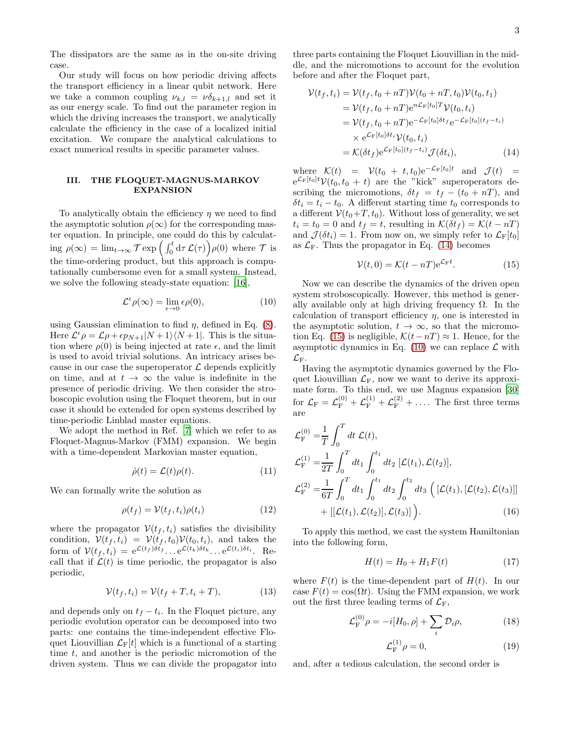The dissipators are the same as in the on-site driving case.

Our study will focus on how periodic driving affects the transport efficiency in a linear qubit network. Here we take a common coupling $\nu_{k,l} = \nu\delta_{k+1,l}$ and set it as our energy scale. To find out the parameter region in which the driving increases the transport, we analytically calculate the efficiency in the case of a localized initial excitation. We compare the analytical calculations to exact numerical results in specific parameter values.

## III. THE FLOQUET-MAGNUS-MARKOV EXPANSION

To analytically obtain the efficiency $\eta$ we need to find the asymptotic solution $\rho(\infty)$ for the corresponding master equation. In principle, one could do this by calculating $\rho(\infty) = \lim_{t\to\infty} \mathcal{T} \exp\left(\int_0^t \mathrm{d}\tau\, \mathcal{L}(\tau)\right)\rho(0)$ where $\mathcal{T}$ is the time-ordering product, but this approach is computationally cumbersome even for a small system. Instead, we solve the following steady-state equation: [16],

$$\mathcal{L}^{\epsilon}\rho(\infty) = \lim_{\epsilon\to 0} \epsilon\rho(0), \tag{10}$$

using Gaussian elimination to find $\eta$, defined in Eq. (8). Here $\mathcal{L}^{\epsilon}\rho = \mathcal{L}\rho + \epsilon p_{N+1}|N+1\rangle\langle N+1|$. This is the situation where $\rho(0)$ is being injected at rate $\epsilon$, and the limit is used to avoid trivial solutions. An intricacy arises because in our case the superoperator $\mathcal{L}$ depends explicitly on time, and at $t \to \infty$ the value is indefinite in the presence of periodic driving. We then consider the stroboscopic evolution using the Floquet theorem, but in our case it should be extended for open systems described by time-periodic Linblad master equations.

We adopt the method in Ref. [7] which we refer to as Floquet-Magnus-Markov (FMM) expansion. We begin with a time-dependent Markovian master equation,

$$\dot{\rho}(t) = \mathcal{L}(t)\rho(t). \tag{11}$$

We can formally write the solution as

$$\rho(t_f) = \mathcal{V}(t_f, t_i)\rho(t_i) \tag{12}$$

where the propagator $\mathcal{V}(t_f, t_i)$ satisfies the divisibility condition, $\mathcal{V}(t_f, t_i) = \mathcal{V}(t_f, t_0)\mathcal{V}(t_0, t_i)$, and takes the form of $\mathcal{V}(t_f, t_i) = \mathrm{e}^{\mathcal{L}(t_f)\delta t_f} \ldots \mathrm{e}^{\mathcal{L}(t_k)\delta t_k} \ldots \mathrm{e}^{\mathcal{L}(t_i)\delta t_i}$. Recall that if $\mathcal{L}(t)$ is time periodic, the propagator is also periodic,

$$\mathcal{V}(t_f, t_i) = \mathcal{V}(t_f + T, t_i + T), \tag{13}$$

and depends only on $t_f - t_i$. In the Floquet picture, any periodic evolution operator can be decomposed into two parts: one contains the time-independent effective Floquet Liouvillian $\mathcal{L}_{\mathrm{F}}[t]$ which is a functional of a starting time $t$, and another is the periodic micromotion of the driven system. Thus we can divide the propagator into three parts containing the Floquet Liouvillian in the middle, and the micromotions to account for the evolution before and after the Floquet part,

$$\begin{aligned}
\mathcal{V}(t_f, t_i) &= \mathcal{V}(t_f, t_0 + nT)\mathcal{V}(t_0 + nT, t_0)\mathcal{V}(t_0, t_1) \\
&= \mathcal{V}(t_f, t_0 + nT)\mathrm{e}^{n\mathcal{L}_{\mathrm{F}}[t_0]T}\mathcal{V}(t_0, t_i) \\
&= \mathcal{V}(t_f, t_0 + nT)\mathrm{e}^{-\mathcal{L}_{\mathrm{F}}[t_0]\delta t_f}\mathrm{e}^{-\mathcal{L}_{\mathrm{F}}[t_0](t_f - t_i)} \\
&\quad \times \mathrm{e}^{\mathcal{L}_{\mathrm{F}}[t_0]\delta t_i}\mathcal{V}(t_0, t_i) \\
&= \mathcal{K}(\delta t_f)\mathrm{e}^{\mathcal{L}_{\mathrm{F}}[t_0](t_f - t_i)}\mathcal{J}(\delta t_i),
\end{aligned} \tag{14}$$

where $\mathcal{K}(t) = \mathcal{V}(t_0 + t, t_0)\mathrm{e}^{-\mathcal{L}_{\mathrm{F}}[t_0]t}$ and $\mathcal{J}(t) = \mathrm{e}^{\mathcal{L}_{\mathrm{F}}[t_0]t}\mathcal{V}(t_0, t_0 + t)$ are the "kick" superoperators describing the micromotions, $\delta t_f = t_f - (t_0 + nT)$, and $\delta t_i = t_i - t_0$. A different starting time $t_0$ corresponds to a different $\mathcal{V}(t_0 + T, t_0)$. Without loss of generality, we set $t_i = t_0 = 0$ and $t_f = t$, resulting in $\mathcal{K}(\delta t_f) = \mathcal{K}(t - nT)$ and $\mathcal{J}(\delta t_i) = 1$. From now on, we simply refer to $\mathcal{L}_{\mathrm{F}}[t_0]$ as $\mathcal{L}_{\mathrm{F}}$. Thus the propagator in Eq. (14) becomes

$$\mathcal{V}(t, 0) = \mathcal{K}(t - nT)\mathrm{e}^{\mathcal{L}_{\mathrm{F}}t}. \tag{15}$$

Now we can describe the dynamics of the driven open system stroboscopically. However, this method is generally available only at high driving frequency $\Omega$. In the calculation of transport efficiency $\eta$, one is interested in the asymptotic solution, $t \to \infty$, so that the micromotion Eq. (15) is negligible, $\mathcal{K}(t - nT) \approx 1$. Hence, for the asymptotic dynamics in Eq. (10) we can replace $\mathcal{L}$ with $\mathcal{L}_{\mathrm{F}}$.

Having the asymptotic dynamics governed by the Floquet Liouvillian $\mathcal{L}_{\mathrm{F}}$, now we want to derive its approximate form. To this end, we use Magnus expansion [30] for $\mathcal{L}_{\mathrm{F}} = \mathcal{L}_{\mathrm{F}}^{(0)} + \mathcal{L}_{\mathrm{F}}^{(1)} + \mathcal{L}_{\mathrm{F}}^{(2)} + \ldots$. The first three terms are

$$\begin{aligned}
\mathcal{L}_{\mathrm{F}}^{(0)} =& \frac{1}{T}\int_0^T dt\, \mathcal{L}(t), \\
\mathcal{L}_{\mathrm{F}}^{(1)} =& \frac{1}{2T}\int_0^T dt_1 \int_0^{t_1} dt_2\, [\mathcal{L}(t_1), \mathcal{L}(t_2)], \\
\mathcal{L}_{\mathrm{F}}^{(2)} =& \frac{1}{6T}\int_0^T dt_1 \int_0^{t_1} dt_2 \int_0^{t_2} dt_3\, \Big( [\mathcal{L}(t_1), [\mathcal{L}(t_2), \mathcal{L}(t_3)]] \\
&+ [[\mathcal{L}(t_1), \mathcal{L}(t_2)], \mathcal{L}(t_3)] \Big).
\end{aligned} \tag{16}$$

To apply this method, we cast the system Hamiltonian into the following form,

$$H(t) = H_0 + H_1 F(t) \tag{17}$$

where $F(t)$ is the time-dependent part of $H(t)$. In our case $F(t) = \cos(\Omega t)$. Using the FMM expansion, we work out the first three leading terms of $\mathcal{L}_{\mathrm{F}}$,

$$\mathcal{L}_{\mathrm{F}}^{(0)}\rho = -i[H_0, \rho] + \sum_i \mathcal{D}_i\rho, \tag{18}$$

$$\mathcal{L}_{\mathrm{F}}^{(1)}\rho = 0, \tag{19}$$

and, after a tedious calculation, the second order is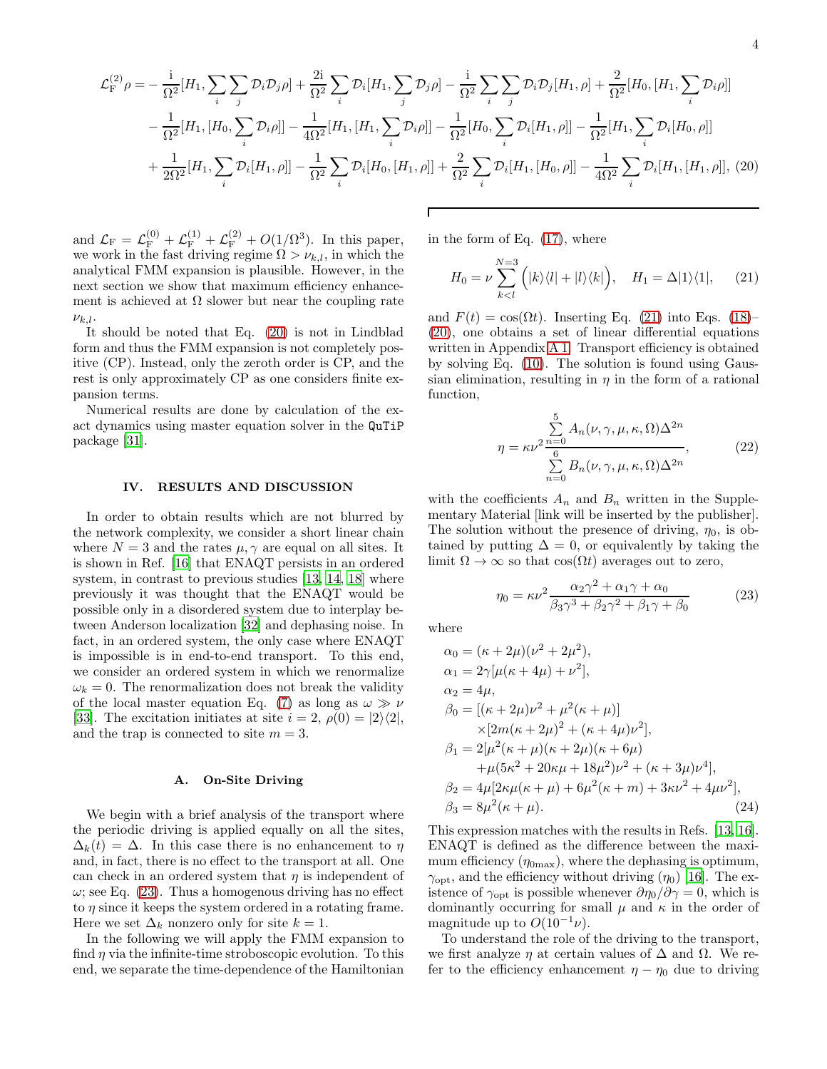$$
\begin{aligned}
\mathcal{L}_{\mathrm{F}}^{(2)}\rho =& -\frac{\mathrm{i}}{\Omega^2}[H_1, \sum_i \sum_j \mathcal{D}_i \mathcal{D}_j \rho] + \frac{2\mathrm{i}}{\Omega^2}\sum_i \mathcal{D}_i [H_1, \sum_j \mathcal{D}_j \rho] - \frac{\mathrm{i}}{\Omega^2}\sum_i \sum_j \mathcal{D}_i \mathcal{D}_j [H_1, \rho] + \frac{2}{\Omega^2}[H_0, [H_1, \sum_i \mathcal{D}_i \rho]] \\
&- \frac{1}{\Omega^2}[H_1, [H_0, \sum_i \mathcal{D}_i \rho]] - \frac{1}{4\Omega^2}[H_1, [H_1, \sum_i \mathcal{D}_i \rho]] - \frac{1}{\Omega^2}[H_0, \sum_i \mathcal{D}_i [H_1, \rho]] - \frac{1}{\Omega^2}[H_1, \sum_i \mathcal{D}_i [H_0, \rho]] \\
&+ \frac{1}{2\Omega^2}[H_1, \sum_i \mathcal{D}_i [H_1, \rho]] - \frac{1}{\Omega^2}\sum_i \mathcal{D}_i [H_0, [H_1, \rho]] + \frac{2}{\Omega^2}\sum_i \mathcal{D}_i [H_1, [H_0, \rho]] - \frac{1}{4\Omega^2}\sum_i \mathcal{D}_i [H_1, [H_1, \rho]], \quad (20)
\end{aligned}
$$

and $\mathcal{L}_{\mathrm{F}} = \mathcal{L}_{\mathrm{F}}^{(0)} + \mathcal{L}_{\mathrm{F}}^{(1)} + \mathcal{L}_{\mathrm{F}}^{(2)} + O(1/\Omega^3)$. In this paper, we work in the fast driving regime $\Omega > \nu_{k,l}$, in which the analytical FMM expansion is plausible. However, in the next section we show that maximum efficiency enhancement is achieved at $\Omega$ slower but near the coupling rate $\nu_{k,l}$.

It should be noted that Eq. (20) is not in Lindblad form and thus the FMM expansion is not completely positive (CP). Instead, only the zeroth order is CP, and the rest is only approximately CP as one considers finite expansion terms.

Numerical results are done by calculation of the exact dynamics using master equation solver in the `QuTiP` package [31].

## IV. RESULTS AND DISCUSSION

In order to obtain results which are not blurred by the network complexity, we consider a short linear chain where $N = 3$ and the rates $\mu, \gamma$ are equal on all sites. It is shown in Ref. [16] that ENAQT persists in an ordered system, in contrast to previous studies [13, 14, 18] where previously it was thought that the ENAQT would be possible only in a disordered system due to interplay between Anderson localization [32] and dephasing noise. In fact, in an ordered system, the only case where ENAQT is impossible is in end-to-end transport. To this end, we consider an ordered system in which we renormalize $\omega_k = 0$. The renormalization does not break the validity of the local master equation Eq. (7) as long as $\omega \gg \nu$ [33]. The excitation initiates at site $i = 2$, $\rho(0) = |2\rangle\langle 2|$, and the trap is connected to site $m = 3$.

### A. On-Site Driving

We begin with a brief analysis of the transport where the periodic driving is applied equally on all the sites, $\Delta_k(t) = \Delta$. In this case there is no enhancement to $\eta$ and, in fact, there is no effect to the transport at all. One can check in an ordered system that $\eta$ is independent of $\omega$; see Eq. (23). Thus a homogenous driving has no effect to $\eta$ since it keeps the system ordered in a rotating frame. Here we set $\Delta_k$ nonzero only for site $k = 1$.

In the following we will apply the FMM expansion to find $\eta$ via the infinite-time stroboscopic evolution. To this end, we separate the time-dependence of the Hamiltonian in the form of Eq. (17), where

$$
H_0 = \nu \sum_{k<l}^{N=3} \Big( |k\rangle\langle l| + |l\rangle\langle k| \Big), \quad H_1 = \Delta |1\rangle\langle 1|, \qquad (21)
$$

and $F(t) = \cos(\Omega t)$. Inserting Eq. (21) into Eqs. (18)–(20), one obtains a set of linear differential equations written in Appendix A 1. Transport efficiency is obtained by solving Eq. (10). The solution is found using Gaussian elimination, resulting in $\eta$ in the form of a rational function,

$$
\eta = \kappa \nu^2 \frac{\sum\limits_{n=0}^{5} A_n(\nu, \gamma, \mu, \kappa, \Omega)\Delta^{2n}}{\sum\limits_{n=0}^{6} B_n(\nu, \gamma, \mu, \kappa, \Omega)\Delta^{2n}}, \qquad (22)
$$

with the coefficients $A_n$ and $B_n$ written in the Supplementary Material [link will be inserted by the publisher]. The solution without the presence of driving, $\eta_0$, is obtained by putting $\Delta = 0$, or equivalently by taking the limit $\Omega \to \infty$ so that $\cos(\Omega t)$ averages out to zero,

$$
\eta_0 = \kappa \nu^2 \frac{\alpha_2 \gamma^2 + \alpha_1 \gamma + \alpha_0}{\beta_3 \gamma^3 + \beta_2 \gamma^2 + \beta_1 \gamma + \beta_0} \qquad (23)
$$

where

$$
\begin{aligned}
\alpha_0 &= (\kappa + 2\mu)(\nu^2 + 2\mu^2), \\
\alpha_1 &= 2\gamma[\mu(\kappa + 4\mu) + \nu^2], \\
\alpha_2 &= 4\mu, \\
\beta_0 &= [(\kappa + 2\mu)\nu^2 + \mu^2(\kappa + \mu)] \\
&\quad \times [2m(\kappa + 2\mu)^2 + (\kappa + 4\mu)\nu^2], \\
\beta_1 &= 2[\mu^2(\kappa + \mu)(\kappa + 2\mu)(\kappa + 6\mu) \\
&\quad + \mu(5\kappa^2 + 20\kappa\mu + 18\mu^2)\nu^2 + (\kappa + 3\mu)\nu^4], \\
\beta_2 &= 4\mu[2\kappa\mu(\kappa + \mu) + 6\mu^2(\kappa + m) + 3\kappa\nu^2 + 4\mu\nu^2], \\
\beta_3 &= 8\mu^2(\kappa + \mu). \qquad (24)
\end{aligned}
$$

This expression matches with the results in Refs. [13, 16]. ENAQT is defined as the difference between the maximum efficiency ($\eta_{0\max}$), where the dephasing is optimum, $\gamma_{\mathrm{opt}}$, and the efficiency without driving ($\eta_0$) [16]. The existence of $\gamma_{\mathrm{opt}}$ is possible whenever $\partial\eta_0/\partial\gamma = 0$, which is dominantly occurring for small $\mu$ and $\kappa$ in the order of magnitude up to $O(10^{-1}\nu)$.

To understand the role of the driving to the transport, we first analyze $\eta$ at certain values of $\Delta$ and $\Omega$. We refer to the efficiency enhancement $\eta - \eta_0$ due to driving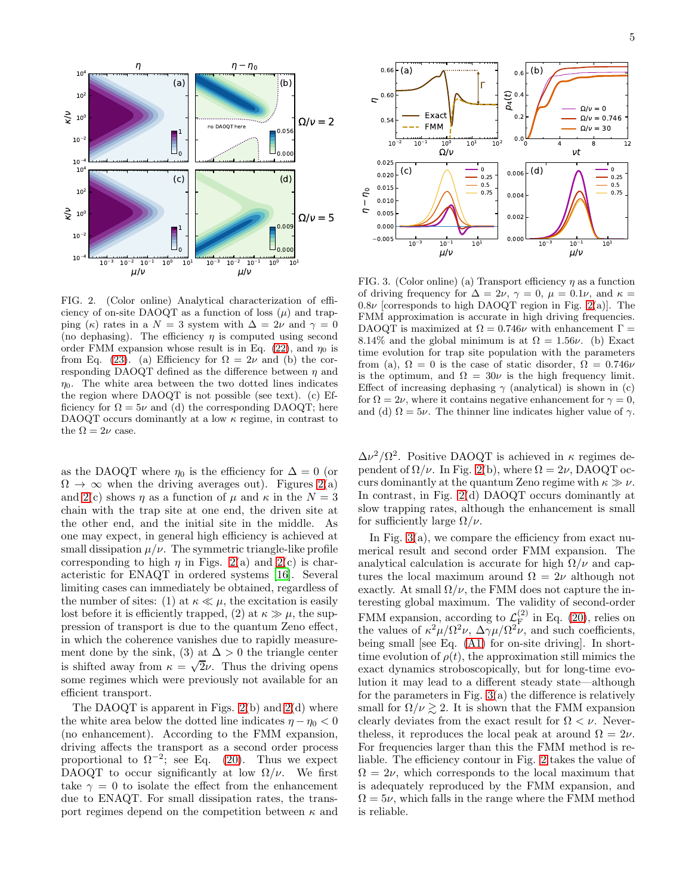FIG. 2. (Color online) Analytical characterization of efficiency of on-site DAOQT as a function of loss ($\mu$) and trapping ($\kappa$) rates in a $N = 3$ system with $\Delta = 2\nu$ and $\gamma = 0$ (no dephasing). The efficiency $\eta$ is computed using second order FMM expansion whose result is in Eq. (22), and $\eta_0$ is from Eq. (23). (a) Efficiency for $\Omega = 2\nu$ and (b) the corresponding DAOQT defined as the difference between $\eta$ and $\eta_0$. The white area between the two dotted lines indicates the region where DAOQT is not possible (see text). (c) Efficiency for $\Omega = 5\nu$ and (d) the corresponding DAOQT; here DAOQT occurs dominantly at a low $\kappa$ regime, in contrast to the $\Omega = 2\nu$ case.

as the DAOQT where $\eta_0$ is the efficiency for $\Delta = 0$ (or $\Omega \to \infty$ when the driving averages out). Figures 2(a) and 2(c) shows $\eta$ as a function of $\mu$ and $\kappa$ in the $N = 3$ chain with the trap site at one end, the driven site at the other end, and the initial site in the middle. As one may expect, in general high efficiency is achieved at small dissipation $\mu/\nu$. The symmetric triangle-like profile corresponding to high $\eta$ in Figs. 2(a) and 2(c) is characteristic for ENAQT in ordered systems [16]. Several limiting cases can immediately be obtained, regardless of the number of sites: (1) at $\kappa \ll \mu$, the excitation is easily lost before it is efficiently trapped, (2) at $\kappa \gg \mu$, the suppression of transport is due to the quantum Zeno effect, in which the coherence vanishes due to rapidly measurement done by the sink, (3) at $\Delta > 0$ the triangle center is shifted away from $\kappa = \sqrt{2}\nu$. Thus the driving opens some regimes which were previously not available for an efficient transport.

The DAOQT is apparent in Figs. 2(b) and 2(d) where the white area below the dotted line indicates $\eta - \eta_0 < 0$ (no enhancement). According to the FMM expansion, driving affects the transport as a second order process proportional to $\Omega^{-2}$; see Eq. (20). Thus we expect DAOQT to occur significantly at low $\Omega/\nu$. We first take $\gamma = 0$ to isolate the effect from the enhancement due to ENAQT. For small dissipation rates, the transport regimes depend on the competition between $\kappa$ and $\Delta\nu^2/\Omega^2$. Positive DAOQT is achieved in $\kappa$ regimes dependent of $\Omega/\nu$. In Fig. 2(b), where $\Omega = 2\nu$, DAOQT occurs dominantly at the quantum Zeno regime with $\kappa \gg \nu$. In contrast, in Fig. 2(d) DAOQT occurs dominantly at slow trapping rates, although the enhancement is small for sufficiently large $\Omega/\nu$.

FIG. 3. (Color online) (a) Transport efficiency $\eta$ as a function of driving frequency for $\Delta = 2\nu$, $\gamma = 0$, $\mu = 0.1\nu$, and $\kappa = 0.8\nu$ [corresponds to high DAOQT region in Fig. 2(a)]. The FMM approximation is accurate in high driving frequencies. DAOQT is maximized at $\Omega = 0.746\nu$ with enhancement $\Gamma = 8.14\%$ and the global minimum is at $\Omega = 1.56\nu$. (b) Exact time evolution for trap site population with the parameters from (a), $\Omega = 0$ is the case of static disorder, $\Omega = 0.746\nu$ is the optimum, and $\Omega = 30\nu$ is the high frequency limit. Effect of increasing dephasing $\gamma$ (analytical) is shown in (c) for $\Omega = 2\nu$, where it contains negative enhancement for $\gamma = 0$, and (d) $\Omega = 5\nu$. The thinner line indicates higher value of $\gamma$.

In Fig. 3(a), we compare the efficiency from exact numerical result and second order FMM expansion. The analytical calculation is accurate for high $\Omega/\nu$ and captures the local maximum around $\Omega = 2\nu$ although not exactly. At small $\Omega/\nu$, the FMM does not capture the interesting global maximum. The validity of second-order FMM expansion, according to $\mathcal{L}_\mathrm{F}^{(2)}$ in Eq. (20), relies on the values of $\kappa^2\mu/\Omega^2\nu$, $\Delta\gamma\mu/\Omega^2\nu$, and such coefficients, being small [see Eq. (A1) for on-site driving]. In short-time evolution of $\rho(t)$, the approximation still mimics the exact dynamics stroboscopically, but for long-time evolution it may lead to a different steady state—although for the parameters in Fig. 3(a) the difference is relatively small for $\Omega/\nu \gtrsim 2$. It is shown that the FMM expansion clearly deviates from the exact result for $\Omega < \nu$. Nevertheless, it reproduces the local peak at around $\Omega = 2\nu$. For frequencies larger than this the FMM method is reliable. The efficiency contour in Fig. 2 takes the value of $\Omega = 2\nu$, which corresponds to the local maximum that is adequately reproduced by the FMM expansion, and $\Omega = 5\nu$, which falls in the range where the FMM method is reliable.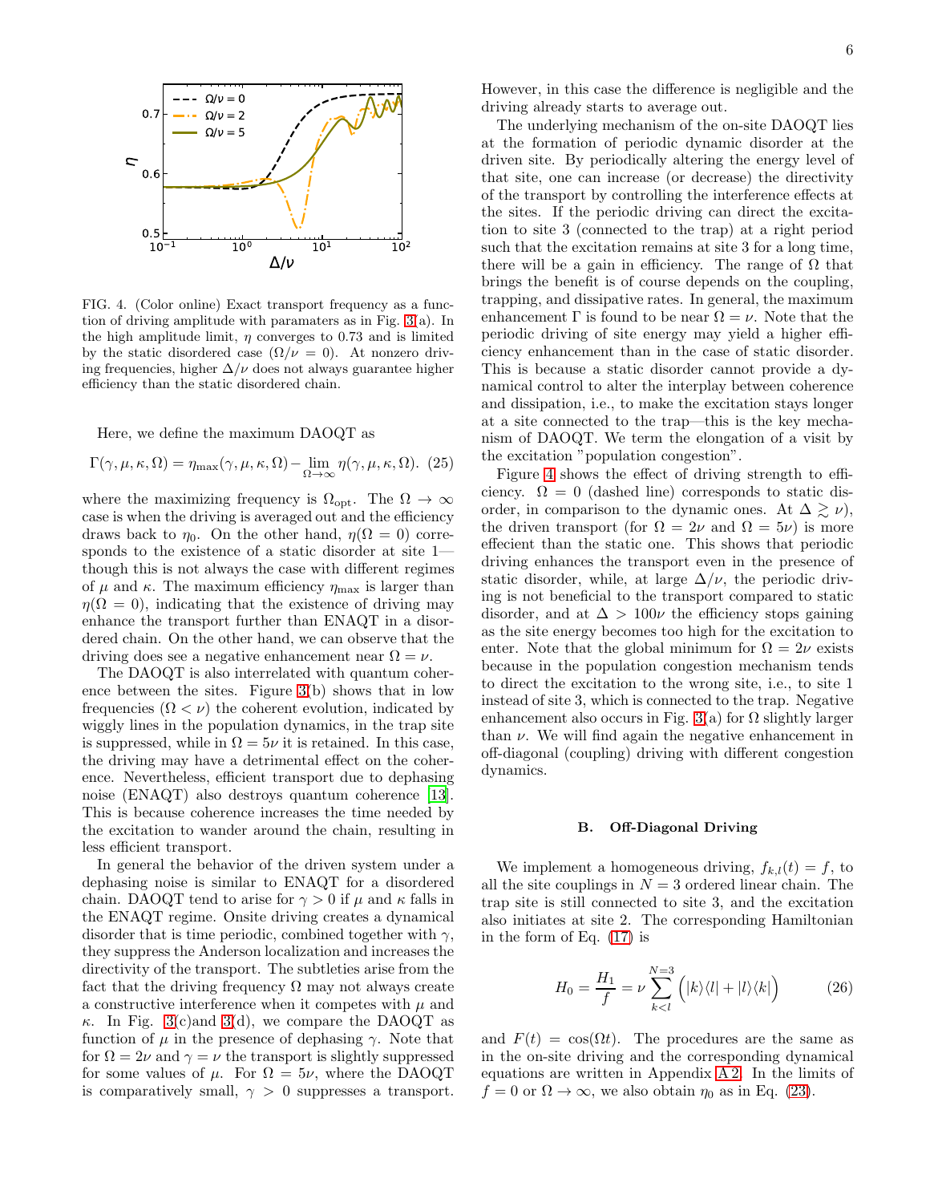FIG. 4. (Color online) Exact transport frequency as a function of driving amplitude with paramaters as in Fig. 3(a). In the high amplitude limit, $\eta$ converges to 0.73 and is limited by the static disordered case ($\Omega/\nu = 0$). At nonzero driving frequencies, higher $\Delta/\nu$ does not always guarantee higher efficiency than the static disordered chain.

Here, we define the maximum DAOQT as

$$\Gamma(\gamma, \mu, \kappa, \Omega) = \eta_{\max}(\gamma, \mu, \kappa, \Omega) - \lim_{\Omega \to \infty} \eta(\gamma, \mu, \kappa, \Omega). \quad (25)$$

where the maximizing frequency is $\Omega_{\rm opt}$. The $\Omega \to \infty$ case is when the driving is averaged out and the efficiency draws back to $\eta_0$. On the other hand, $\eta(\Omega = 0)$ corresponds to the existence of a static disorder at site 1—though this is not always the case with different regimes of $\mu$ and $\kappa$. The maximum efficiency $\eta_{\max}$ is larger than $\eta(\Omega = 0)$, indicating that the existence of driving may enhance the transport further than ENAQT in a disordered chain. On the other hand, we can observe that the driving does see a negative enhancement near $\Omega = \nu$.

The DAOQT is also interrelated with quantum coherence between the sites. Figure 3(b) shows that in low frequencies ($\Omega < \nu$) the coherent evolution, indicated by wiggly lines in the population dynamics, in the trap site is suppressed, while in $\Omega = 5\nu$ it is retained. In this case, the driving may have a detrimental effect on the coherence. Nevertheless, efficient transport due to dephasing noise (ENAQT) also destroys quantum coherence [13]. This is because coherence increases the time needed by the excitation to wander around the chain, resulting in less efficient transport.

In general the behavior of the driven system under a dephasing noise is similar to ENAQT for a disordered chain. DAOQT tend to arise for $\gamma > 0$ if $\mu$ and $\kappa$ falls in the ENAQT regime. Onsite driving creates a dynamical disorder that is time periodic, combined together with $\gamma$, they suppress the Anderson localization and increases the directivity of the transport. The subtleties arise from the fact that the driving frequency $\Omega$ may not always create a constructive interference when it competes with $\mu$ and $\kappa$. In Fig. 3(c)and 3(d), we compare the DAOQT as function of $\mu$ in the presence of dephasing $\gamma$. Note that for $\Omega = 2\nu$ and $\gamma = \nu$ the transport is slightly suppressed for some values of $\mu$. For $\Omega = 5\nu$, where the DAOQT is comparatively small, $\gamma > 0$ suppresses a transport. However, in this case the difference is negligible and the driving already starts to average out.

The underlying mechanism of the on-site DAOQT lies at the formation of periodic dynamic disorder at the driven site. By periodically altering the energy level of that site, one can increase (or decrease) the directivity of the transport by controlling the interference effects at the sites. If the periodic driving can direct the excitation to site 3 (connected to the trap) at a right period such that the excitation remains at site 3 for a long time, there will be a gain in efficiency. The range of $\Omega$ that brings the benefit is of course depends on the coupling, trapping, and dissipative rates. In general, the maximum enhancement $\Gamma$ is found to be near $\Omega = \nu$. Note that the periodic driving of site energy may yield a higher efficiency enhancement than in the case of static disorder. This is because a static disorder cannot provide a dynamical control to alter the interplay between coherence and dissipation, i.e., to make the excitation stays longer at a site connected to the trap—this is the key mechanism of DAOQT. We term the elongation of a visit by the excitation "population congestion".

Figure 4 shows the effect of driving strength to efficiency. $\Omega = 0$ (dashed line) corresponds to static disorder, in comparison to the dynamic ones. At $\Delta \gtrsim \nu$), the driven transport (for $\Omega = 2\nu$ and $\Omega = 5\nu$) is more effecient than the static one. This shows that periodic driving enhances the transport even in the presence of static disorder, while, at large $\Delta/\nu$, the periodic driving is not beneficial to the transport compared to static disorder, and at $\Delta > 100\nu$ the efficiency stops gaining as the site energy becomes too high for the excitation to enter. Note that the global minimum for $\Omega = 2\nu$ exists because in the population congestion mechanism tends to direct the excitation to the wrong site, i.e., to site 1 instead of site 3, which is connected to the trap. Negative enhancement also occurs in Fig. 3(a) for $\Omega$ slightly larger than $\nu$. We will find again the negative enhancement in off-diagonal (coupling) driving with different congestion dynamics.

### B. Off-Diagonal Driving

We implement a homogeneous driving, $f_{k,l}(t) = f$, to all the site couplings in $N = 3$ ordered linear chain. The trap site is still connected to site 3, and the excitation also initiates at site 2. The corresponding Hamiltonian in the form of Eq. (17) is

$$H_0 = \frac{H_1}{f} = \nu \sum_{k<l}^{N=3} \Big( |k\rangle\langle l| + |l\rangle\langle k| \Big) \quad (26)$$

and $F(t) = \cos(\Omega t)$. The procedures are the same as in the on-site driving and the corresponding dynamical equations are written in Appendix A 2. In the limits of $f = 0$ or $\Omega \to \infty$, we also obtain $\eta_0$ as in Eq. (23).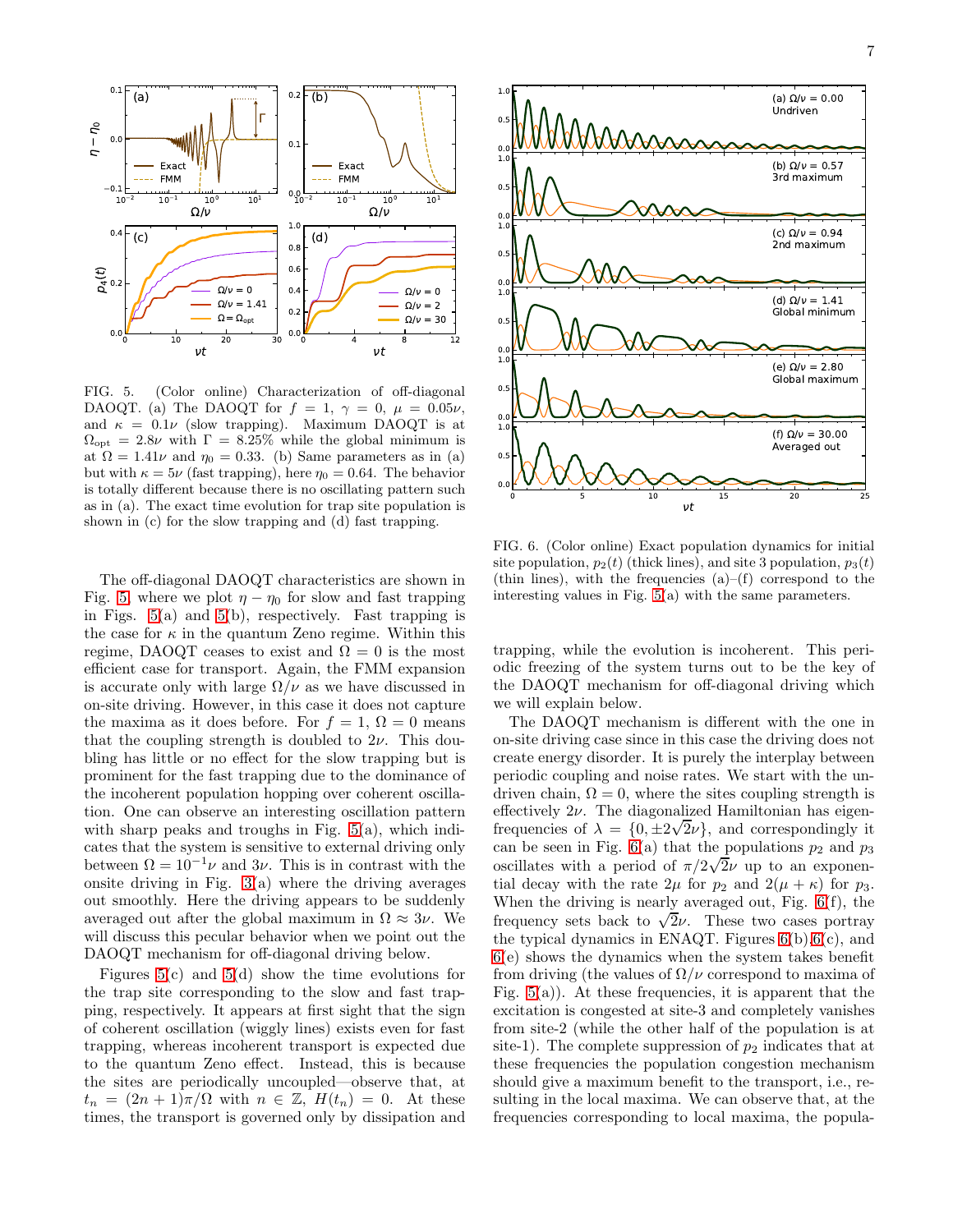FIG. 5. (Color online) Characterization of off-diagonal DAOQT. (a) The DAOQT for $f = 1$, $\gamma = 0$, $\mu = 0.05\nu$, and $\kappa = 0.1\nu$ (slow trapping). Maximum DAOQT is at $\Omega_{\rm opt} = 2.8\nu$ with $\Gamma = 8.25\%$ while the global minimum is at $\Omega = 1.41\nu$ and $\eta_0 = 0.33$. (b) Same parameters as in (a) but with $\kappa = 5\nu$ (fast trapping), here $\eta_0 = 0.64$. The behavior is totally different because there is no oscillating pattern such as in (a). The exact time evolution for trap site population is shown in (c) for the slow trapping and (d) fast trapping.

FIG. 6. (Color online) Exact population dynamics for initial site population, $p_2(t)$ (thick lines), and site 3 population, $p_3(t)$ (thin lines), with the frequencies (a)–(f) correspond to the interesting values in Fig. 5(a) with the same parameters.

The off-diagonal DAOQT characteristics are shown in Fig. 5, where we plot $\eta - \eta_0$ for slow and fast trapping in Figs. 5(a) and 5(b), respectively. Fast trapping is the case for $\kappa$ in the quantum Zeno regime. Within this regime, DAOQT ceases to exist and $\Omega = 0$ is the most efficient case for transport. Again, the FMM expansion is accurate only with large $\Omega/\nu$ as we have discussed in on-site driving. However, in this case it does not capture the maxima as it does before. For $f = 1$, $\Omega = 0$ means that the coupling strength is doubled to $2\nu$. This doubling has little or no effect for the slow trapping but is prominent for the fast trapping due to the dominance of the incoherent population hopping over coherent oscillation. One can observe an interesting oscillation pattern with sharp peaks and troughs in Fig. 5(a), which indicates that the system is sensitive to external driving only between $\Omega = 10^{-1}\nu$ and $3\nu$. This is in contrast with the onsite driving in Fig. 3(a) where the driving averages out smoothly. Here the driving appears to be suddenly averaged out after the global maximum in $\Omega \approx 3\nu$. We will discuss this pecular behavior when we point out the DAOQT mechanism for off-diagonal driving below.

Figures 5(c) and 5(d) show the time evolutions for the trap site corresponding to the slow and fast trapping, respectively. It appears at first sight that the sign of coherent oscillation (wiggly lines) exists even for fast trapping, whereas incoherent transport is expected due to the quantum Zeno effect. Instead, this is because the sites are periodically uncoupled—observe that, at $t_n = (2n + 1)\pi/\Omega$ with $n \in \mathbb{Z}$, $H(t_n) = 0$. At these times, the transport is governed only by dissipation and trapping, while the evolution is incoherent. This periodic freezing of the system turns out to be the key of the DAOQT mechanism for off-diagonal driving which we will explain below.

The DAOQT mechanism is different with the one in on-site driving case since in this case the driving does not create energy disorder. It is purely the interplay between periodic coupling and noise rates. We start with the undriven chain, $\Omega = 0$, where the sites coupling strength is effectively $2\nu$. The diagonalized Hamiltonian has eigenfrequencies of $\lambda = \{0, \pm 2\sqrt{2}\nu\}$, and correspondingly it can be seen in Fig. 6(a) that the populations $p_2$ and $p_3$ oscillates with a period of $\pi/2\sqrt{2}\nu$ up to an exponential decay with the rate $2\mu$ for $p_2$ and $2(\mu + \kappa)$ for $p_3$. When the driving is nearly averaged out, Fig. 6(f), the frequency sets back to $\sqrt{2}\nu$. These two cases portray the typical dynamics in ENAQT. Figures 6(b), 6(c), and 6(e) shows the dynamics when the system takes benefit from driving (the values of $\Omega/\nu$ correspond to maxima of Fig. 5(a)). At these frequencies, it is apparent that the excitation is congested at site-3 and completely vanishes from site-2 (while the other half of the population is at site-1). The complete suppression of $p_2$ indicates that at these frequencies the population congestion mechanism should give a maximum benefit to the transport, i.e., resulting in the local maxima. We can observe that, at the frequencies corresponding to local maxima, the popula-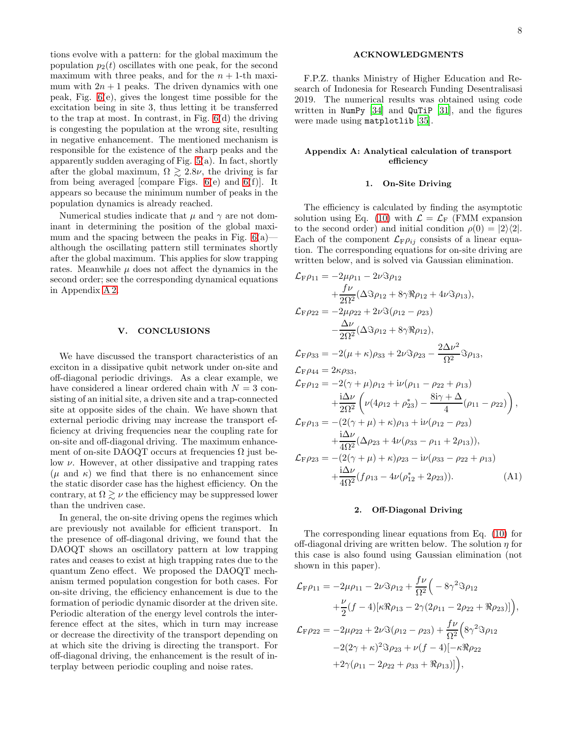tions evolve with a pattern: for the global maximum the population $p_2(t)$ oscillates with one peak, for the second maximum with three peaks, and for the $n+1$-th maximum with $2n+1$ peaks. The driven dynamics with one peak, Fig. 6(e), gives the longest time possible for the excitation being in site 3, thus letting it be transferred to the trap at most. In contrast, in Fig. 6(d) the driving is congesting the population at the wrong site, resulting in negative enhancement. The mentioned mechanism is responsible for the existence of the sharp peaks and the apparently sudden averaging of Fig. 5(a). In fact, shortly after the global maximum, $\Omega \gtrsim 2.8\nu$, the driving is far from being averaged [compare Figs. 6(e) and 6(f)]. It appears so because the minimum number of peaks in the population dynamics is already reached.

Numerical studies indicate that $\mu$ and $\gamma$ are not dominant in determining the position of the global maximum and the spacing between the peaks in Fig. 6(a)—although the oscillating pattern still terminates shortly after the global maximum. This applies for slow trapping rates. Meanwhile $\mu$ does not affect the dynamics in the second order; see the corresponding dynamical equations in Appendix A 2.

## V. CONCLUSIONS

We have discussed the transport characteristics of an exciton in a dissipative qubit network under on-site and off-diagonal periodic drivings. As a clear example, we have considered a linear ordered chain with $N = 3$ consisting of an initial site, a driven site and a trap-connected site at opposite sides of the chain. We have shown that external periodic driving may increase the transport efficiency at driving frequencies near the coupling rate for on-site and off-diagonal driving. The maximum enhancement of on-site DAOQT occurs at frequencies $\Omega$ just below $\nu$. However, at other dissipative and trapping rates ($\mu$ and $\kappa$) we find that there is no enhancement since the static disorder case has the highest efficiency. On the contrary, at $\Omega \gtrsim \nu$ the efficiency may be suppressed lower than the undriven case.

In general, the on-site driving opens the regimes which are previously not available for efficient transport. In the presence of off-diagonal driving, we found that the DAOQT shows an oscillatory pattern at low trapping rates and ceases to exist at high trapping rates due to the quantum Zeno effect. We proposed the DAOQT mechanism termed population congestion for both cases. For on-site driving, the efficiency enhancement is due to the formation of periodic dynamic disorder at the driven site. Periodic alteration of the energy level controls the interference effect at the sites, which in turn may increase or decrease the directivity of the transport depending on at which site the driving is directing the transport. For off-diagonal driving, the enhancement is the result of interplay between periodic coupling and noise rates.

## ACKNOWLEDGMENTS

F.P.Z. thanks Ministry of Higher Education and Research of Indonesia for Research Funding Desentralisasi 2019. The numerical results was obtained using code written in `NumPy` [34] and `QuTiP` [31], and the figures were made using `matplotlib` [35].

## Appendix A: Analytical calculation of transport efficiency

### 1. On-Site Driving

The efficiency is calculated by finding the asymptotic solution using Eq. (10) with $\mathcal{L} = \mathcal{L}_\mathrm{F}$ (FMM expansion to the second order) and initial condition $\rho(0) = |2\rangle\langle 2|$. Each of the component $\mathcal{L}_\mathrm{F}\rho_{ij}$ consists of a linear equation. The corresponding equations for on-site driving are written below, and is solved via Gaussian elimination.

$$
\begin{aligned}
\mathcal{L}_\mathrm{F}\rho_{11} &= -2\mu\rho_{11} - 2\nu\Im\rho_{12} \\
&\quad + \frac{f\nu}{2\Omega^2}(\Delta\Im\rho_{12} + 8\gamma\Re\rho_{12} + 4\nu\Im\rho_{13}), \\
\mathcal{L}_\mathrm{F}\rho_{22} &= -2\mu\rho_{22} + 2\nu\Im(\rho_{12} - \rho_{23}) \\
&\quad - \frac{\Delta\nu}{2\Omega^2}(\Delta\Im\rho_{12} + 8\gamma\Re\rho_{12}), \\
\mathcal{L}_\mathrm{F}\rho_{33} &= -2(\mu+\kappa)\rho_{33} + 2\nu\Im\rho_{23} - \frac{2\Delta\nu^2}{\Omega^2}\Im\rho_{13}, \\
\mathcal{L}_\mathrm{F}\rho_{44} &= 2\kappa\rho_{33}, \\
\mathcal{L}_\mathrm{F}\rho_{12} &= -2(\gamma+\mu)\rho_{12} + \mathrm{i}\nu(\rho_{11} - \rho_{22} + \rho_{13}) \\
&\quad + \frac{\mathrm{i}\Delta\nu}{2\Omega^2}\left(\nu(4\rho_{12} + \rho_{23}^*) - \frac{8\mathrm{i}\gamma + \Delta}{4}(\rho_{11} - \rho_{22})\right), \\
\mathcal{L}_\mathrm{F}\rho_{13} &= -(2(\gamma+\mu)+\kappa)\rho_{13} + \mathrm{i}\nu(\rho_{12} - \rho_{23}) \\
&\quad + \frac{\mathrm{i}\Delta\nu}{4\Omega^2}(\Delta\rho_{23} + 4\nu(\rho_{33} - \rho_{11} + 2\rho_{13})), \\
\mathcal{L}_\mathrm{F}\rho_{23} &= -(2(\gamma+\mu)+\kappa)\rho_{23} - \mathrm{i}\nu(\rho_{33} - \rho_{22} + \rho_{13}) \\
&\quad + \frac{\mathrm{i}\Delta\nu}{4\Omega^2}(f\rho_{13} - 4\nu(\rho_{12}^* + 2\rho_{23})).
\end{aligned}
\tag{A1}
$$

### 2. Off-Diagonal Driving

The corresponding linear equations from Eq. (10) for off-diagonal driving are written below. The solution $\eta$ for this case is also found using Gaussian elimination (not shown in this paper).

$$
\begin{aligned}
\mathcal{L}_\mathrm{F}\rho_{11} &= -2\mu\rho_{11} - 2\nu\Im\rho_{12} + \frac{f\nu}{\Omega^2}\Big(-8\gamma^2\Im\rho_{12} \\
&\quad + \frac{\nu}{2}(f-4)[\kappa\Re\rho_{13} - 2\gamma(2\rho_{11} - 2\rho_{22} + \Re\rho_{23})]\Big), \\
\mathcal{L}_\mathrm{F}\rho_{22} &= -2\mu\rho_{22} + 2\nu\Im(\rho_{12} - \rho_{23}) + \frac{f\nu}{\Omega^2}\Big(8\gamma^2\Im\rho_{12} \\
&\quad - 2(2\gamma+\kappa)^2\Im\rho_{23} + \nu(f-4)[-\kappa\Re\rho_{22} \\
&\quad + 2\gamma(\rho_{11} - 2\rho_{22} + \rho_{33} + \Re\rho_{13})]\Big),
\end{aligned}
$$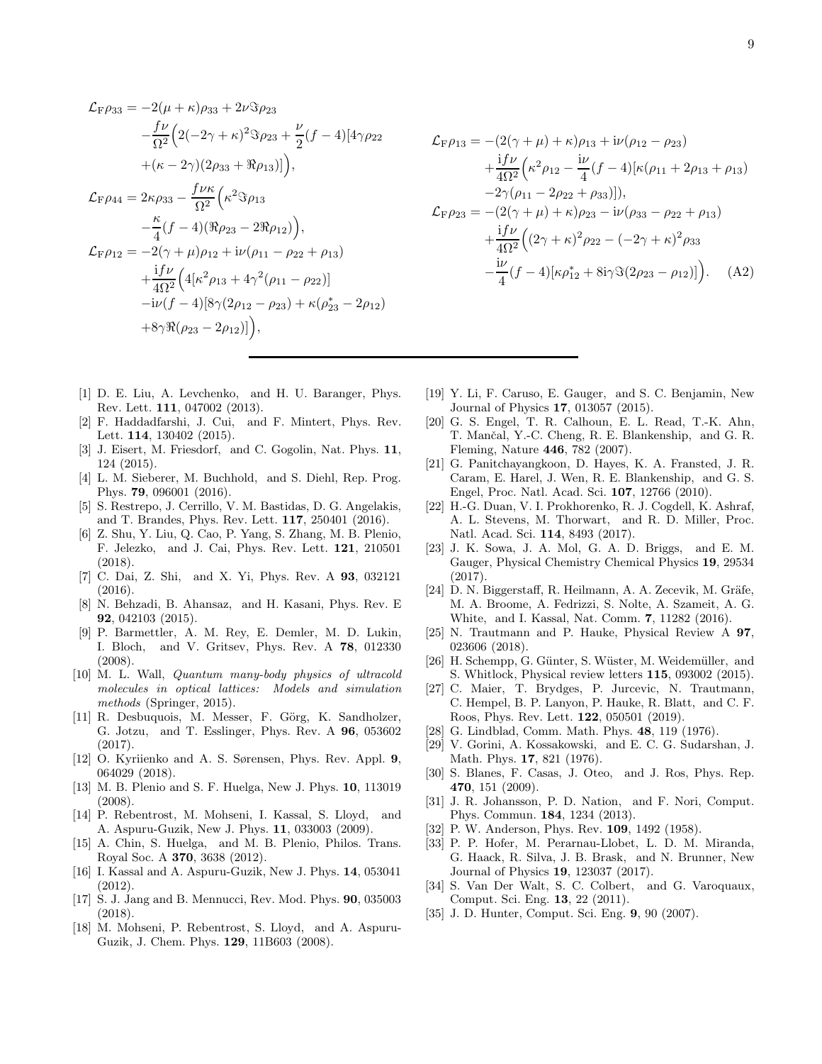$$
\begin{aligned}
\mathcal{L}_{\mathrm{F}}\rho_{33} &= -2(\mu+\kappa)\rho_{33} + 2\nu\Im\rho_{23} \\
&\quad -\frac{f\nu}{\Omega^2}\Big(2(-2\gamma+\kappa)^2\Im\rho_{23} + \frac{\nu}{2}(f-4)[4\gamma\rho_{22} \\
&\quad +(\kappa-2\gamma)(2\rho_{33}+\Re\rho_{13})]\Big), \\
\mathcal{L}_{\mathrm{F}}\rho_{44} &= 2\kappa\rho_{33} - \frac{f\nu\kappa}{\Omega^2}\Big(\kappa^2\Im\rho_{13} \\
&\quad -\frac{\kappa}{4}(f-4)(\Re\rho_{23} - 2\Re\rho_{12})\Big), \\
\mathcal{L}_{\mathrm{F}}\rho_{12} &= -2(\gamma+\mu)\rho_{12} + \mathrm{i}\nu(\rho_{11} - \rho_{22} + \rho_{13}) \\
&\quad +\frac{\mathrm{i}f\nu}{4\Omega^2}\Big(4[\kappa^2\rho_{13} + 4\gamma^2(\rho_{11}-\rho_{22})] \\
&\quad -\mathrm{i}\nu(f-4)[8\gamma(2\rho_{12}-\rho_{23}) + \kappa(\rho_{23}^* - 2\rho_{12}) \\
&\quad +8\gamma\Re(\rho_{23} - 2\rho_{12})]\Big),
\end{aligned}
$$

$$
\begin{aligned}
\mathcal{L}_{\mathrm{F}}\rho_{13} &= -(2(\gamma+\mu)+\kappa)\rho_{13} + \mathrm{i}\nu(\rho_{12} - \rho_{23}) \\
&\quad +\frac{\mathrm{i}f\nu}{4\Omega^2}\Big(\kappa^2\rho_{12} - \frac{\mathrm{i}\nu}{4}(f-4)[\kappa(\rho_{11} + 2\rho_{13} + \rho_{13}) \\
&\quad -2\gamma(\rho_{11} - 2\rho_{22} + \rho_{33})]\Big), \\
\mathcal{L}_{\mathrm{F}}\rho_{23} &= -(2(\gamma+\mu)+\kappa)\rho_{23} - \mathrm{i}\nu(\rho_{33} - \rho_{22} + \rho_{13}) \\
&\quad +\frac{\mathrm{i}f\nu}{4\Omega^2}\Big((2\gamma+\kappa)^2\rho_{22} - (-2\gamma+\kappa)^2\rho_{33} \\
&\quad -\frac{\mathrm{i}\nu}{4}(f-4)[\kappa\rho_{12}^* + 8\mathrm{i}\gamma\Im(2\rho_{23} - \rho_{12})]\Big). \qquad \text{(A2)}
\end{aligned}
$$

---

[1] D. E. Liu, A. Levchenko, and H. U. Baranger, Phys. Rev. Lett. **111**, 047002 (2013).
[2] F. Haddadfarshi, J. Cui, and F. Mintert, Phys. Rev. Lett. **114**, 130402 (2015).
[3] J. Eisert, M. Friesdorf, and C. Gogolin, Nat. Phys. **11**, 124 (2015).
[4] L. M. Sieberer, M. Buchhold, and S. Diehl, Rep. Prog. Phys. **79**, 096001 (2016).
[5] S. Restrepo, J. Cerrillo, V. M. Bastidas, D. G. Angelakis, and T. Brandes, Phys. Rev. Lett. **117**, 250401 (2016).
[6] Z. Shu, Y. Liu, Q. Cao, P. Yang, S. Zhang, M. B. Plenio, F. Jelezko, and J. Cai, Phys. Rev. Lett. **121**, 210501 (2018).
[7] C. Dai, Z. Shi, and X. Yi, Phys. Rev. A **93**, 032121 (2016).
[8] N. Behzadi, B. Ahansaz, and H. Kasani, Phys. Rev. E **92**, 042103 (2015).
[9] P. Barmettler, A. M. Rey, E. Demler, M. D. Lukin, I. Bloch, and V. Gritsev, Phys. Rev. A **78**, 012330 (2008).
[10] M. L. Wall, *Quantum many-body physics of ultracold molecules in optical lattices: Models and simulation methods* (Springer, 2015).
[11] R. Desbuquois, M. Messer, F. Görg, K. Sandholzer, G. Jotzu, and T. Esslinger, Phys. Rev. A **96**, 053602 (2017).
[12] O. Kyriienko and A. S. Sørensen, Phys. Rev. Appl. **9**, 064029 (2018).
[13] M. B. Plenio and S. F. Huelga, New J. Phys. **10**, 113019 (2008).
[14] P. Rebentrost, M. Mohseni, I. Kassal, S. Lloyd, and A. Aspuru-Guzik, New J. Phys. **11**, 033003 (2009).
[15] A. Chin, S. Huelga, and M. B. Plenio, Philos. Trans. Royal Soc. A **370**, 3638 (2012).
[16] I. Kassal and A. Aspuru-Guzik, New J. Phys. **14**, 053041 (2012).
[17] S. J. Jang and B. Mennucci, Rev. Mod. Phys. **90**, 035003 (2018).
[18] M. Mohseni, P. Rebentrost, S. Lloyd, and A. Aspuru-Guzik, J. Chem. Phys. **129**, 11B603 (2008).
[19] Y. Li, F. Caruso, E. Gauger, and S. C. Benjamin, New Journal of Physics **17**, 013057 (2015).
[20] G. S. Engel, T. R. Calhoun, E. L. Read, T.-K. Ahn, T. Mančal, Y.-C. Cheng, R. E. Blankenship, and G. R. Fleming, Nature **446**, 782 (2007).
[21] G. Panitchayangkoon, D. Hayes, K. A. Fransted, J. R. Caram, E. Harel, J. Wen, R. E. Blankenship, and G. S. Engel, Proc. Natl. Acad. Sci. **107**, 12766 (2010).
[22] H.-G. Duan, V. I. Prokhorenko, R. J. Cogdell, K. Ashraf, A. L. Stevens, M. Thorwart, and R. D. Miller, Proc. Natl. Acad. Sci. **114**, 8493 (2017).
[23] J. K. Sowa, J. A. Mol, G. A. D. Briggs, and E. M. Gauger, Physical Chemistry Chemical Physics **19**, 29534 (2017).
[24] D. N. Biggerstaff, R. Heilmann, A. A. Zecevik, M. Gräfe, M. A. Broome, A. Fedrizzi, S. Nolte, A. Szameit, A. G. White, and I. Kassal, Nat. Comm. **7**, 11282 (2016).
[25] N. Trautmann and P. Hauke, Physical Review A **97**, 023606 (2018).
[26] H. Schempp, G. Günter, S. Wüster, M. Weidemüller, and S. Whitlock, Physical review letters **115**, 093002 (2015).
[27] C. Maier, T. Brydges, P. Jurcevic, N. Trautmann, C. Hempel, B. P. Lanyon, P. Hauke, R. Blatt, and C. F. Roos, Phys. Rev. Lett. **122**, 050501 (2019).
[28] G. Lindblad, Comm. Math. Phys. **48**, 119 (1976).
[29] V. Gorini, A. Kossakowski, and E. C. G. Sudarshan, J. Math. Phys. **17**, 821 (1976).
[30] S. Blanes, F. Casas, J. Oteo, and J. Ros, Phys. Rep. **470**, 151 (2009).
[31] J. R. Johansson, P. D. Nation, and F. Nori, Comput. Phys. Commun. **184**, 1234 (2013).
[32] P. W. Anderson, Phys. Rev. **109**, 1492 (1958).
[33] P. P. Hofer, M. Perarnau-Llobet, L. D. M. Miranda, G. Haack, R. Silva, J. B. Brask, and N. Brunner, New Journal of Physics **19**, 123037 (2017).
[34] S. Van Der Walt, S. C. Colbert, and G. Varoquaux, Comput. Sci. Eng. **13**, 22 (2011).
[35] J. D. Hunter, Comput. Sci. Eng. **9**, 90 (2007).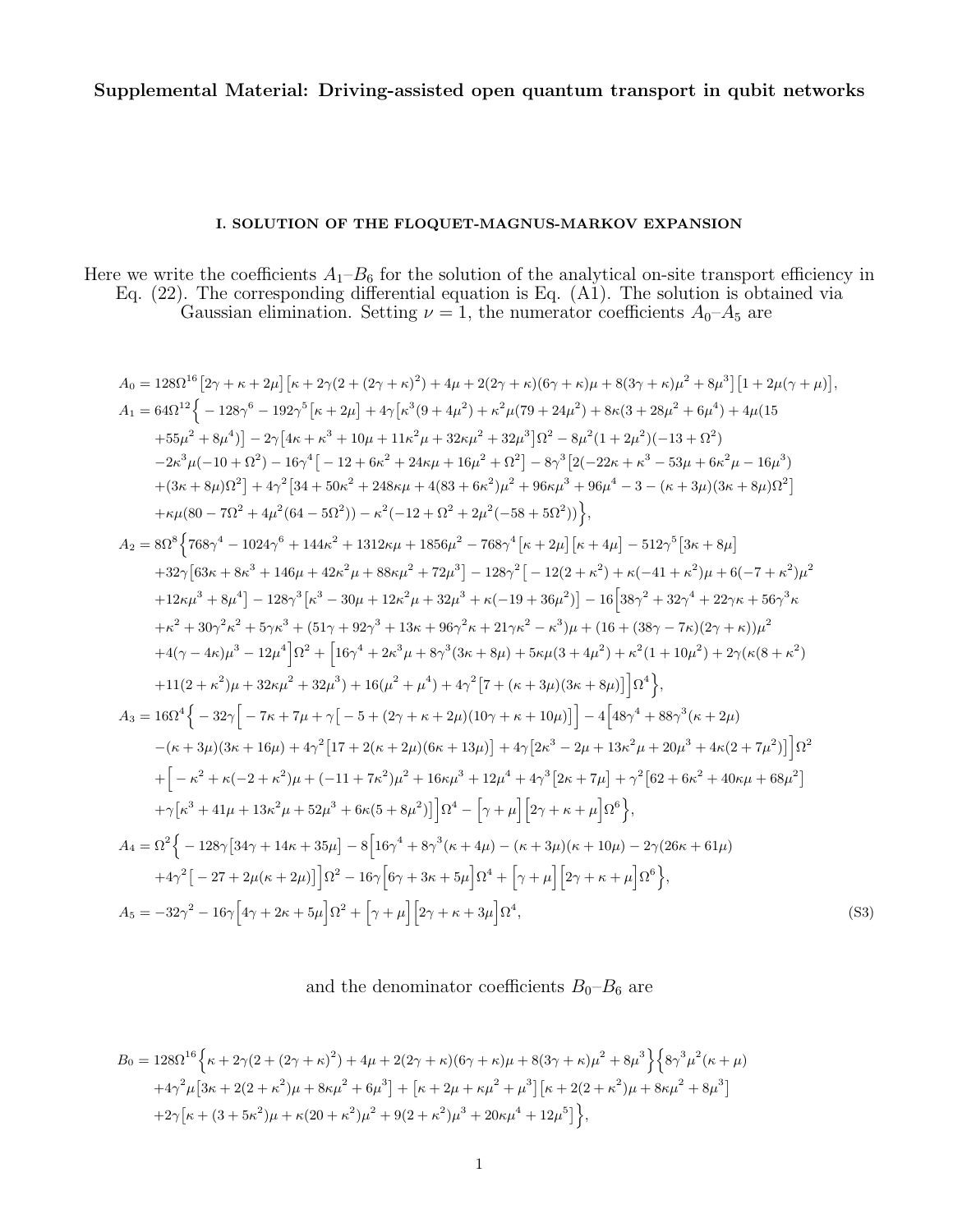# Supplemental Material: Driving-assisted open quantum transport in qubit networks

## I. SOLUTION OF THE FLOQUET-MAGNUS-MARKOV EXPANSION

Here we write the coefficients $A_1$–$B_6$ for the solution of the analytical on-site transport efficiency in Eq. (22). The corresponding differential equation is Eq. (A1). The solution is obtained via Gaussian elimination. Setting $\nu = 1$, the numerator coefficients $A_0$–$A_5$ are

$$
\begin{aligned}
A_0 &= 128\Omega^{16}\big[2\gamma+\kappa+2\mu\big]\big[\kappa+2\gamma(2+(2\gamma+\kappa)^2)+4\mu+2(2\gamma+\kappa)(6\gamma+\kappa)\mu+8(3\gamma+\kappa)\mu^2+8\mu^3\big]\big[1+2\mu(\gamma+\mu)\big],\\
A_1 &= 64\Omega^{12}\Big\{-128\gamma^6-192\gamma^5\big[\kappa+2\mu\big]+4\gamma\big[\kappa^3(9+4\mu^2)+\kappa^2\mu(79+24\mu^2)+8\kappa(3+28\mu^2+6\mu^4)+4\mu(15\\
&\quad+55\mu^2+8\mu^4)\big]-2\gamma\big[4\kappa+\kappa^3+10\mu+11\kappa^2\mu+32\kappa\mu^2+32\mu^3\big]\Omega^2-8\mu^2(1+2\mu^2)(-13+\Omega^2)\\
&\quad-2\kappa^3\mu(-10+\Omega^2)-16\gamma^4\big[-12+6\kappa^2+24\kappa\mu+16\mu^2+\Omega^2\big]-8\gamma^3\big[2(-22\kappa+\kappa^3-53\mu+6\kappa^2\mu-16\mu^3)\\
&\quad+(3\kappa+8\mu)\Omega^2\big]+4\gamma^2\big[34+50\kappa^2+248\kappa\mu+4(83+6\kappa^2)\mu^2+96\kappa\mu^3+96\mu^4-3-(\kappa+3\mu)(3\kappa+8\mu)\Omega^2\big]\\
&\quad+\kappa\mu(80-7\Omega^2+4\mu^2(64-5\Omega^2))-\kappa^2(-12+\Omega^2+2\mu^2(-58+5\Omega^2))\Big\},\\
A_2 &= 8\Omega^8\Big\{768\gamma^4-1024\gamma^6+144\kappa^2+1312\kappa\mu+1856\mu^2-768\gamma^4\big[\kappa+2\mu\big]\big[\kappa+4\mu\big]-512\gamma^5\big[3\kappa+8\mu\big]\\
&\quad+32\gamma\big[63\kappa+8\kappa^3+146\mu+42\kappa^2\mu+88\kappa\mu^2+72\mu^3\big]-128\gamma^2\big[-12(2+\kappa^2)+\kappa(-41+\kappa^2)\mu+6(-7+\kappa^2)\mu^2\\
&\quad+12\kappa\mu^3+8\mu^4\big]-128\gamma^3\big[\kappa^3-30\mu+12\kappa^2\mu+32\mu^3+\kappa(-19+36\mu^2)\big]-16\Big[38\gamma^2+32\gamma^4+22\gamma\kappa+56\gamma^3\kappa\\
&\quad+\kappa^2+30\gamma^2\kappa^2+5\gamma\kappa^3+(51\gamma+92\gamma^3+13\kappa+96\gamma^2\kappa+21\gamma\kappa^2-\kappa^3)\mu+(16+(38\gamma-7\kappa)(2\gamma+\kappa))\mu^2\\
&\quad+4(\gamma-4\kappa)\mu^3-12\mu^4\Big]\Omega^2+\Big[16\gamma^4+2\kappa^3\mu+8\gamma^3(3\kappa+8\mu)+5\kappa\mu(3+4\mu^2)+\kappa^2(1+10\mu^2)+2\gamma(\kappa(8+\kappa^2)\\
&\quad+11(2+\kappa^2)\mu+32\kappa\mu^2+32\mu^3)+16(\mu^2+\mu^4)+4\gamma^2\big[7+(\kappa+3\mu)(3\kappa+8\mu)\big]\Big]\Omega^4\Big\},\\
A_3 &= 16\Omega^4\Big\{-32\gamma\Big[-7\kappa+7\mu+\gamma\big[-5+(2\gamma+\kappa+2\mu)(10\gamma+\kappa+10\mu)\big]\Big]-4\Big[48\gamma^4+88\gamma^3(\kappa+2\mu)\\
&\quad-(\kappa+3\mu)(3\kappa+16\mu)+4\gamma^2\big[17+2(\kappa+2\mu)(6\kappa+13\mu)\big]+4\gamma\big[2\kappa^3-2\mu+13\kappa^2\mu+20\mu^3+4\kappa(2+7\mu^2)\big]\Big]\Omega^2\\
&\quad+\Big[-\kappa^2+\kappa(-2+\kappa^2)\mu+(-11+7\kappa^2)\mu^2+16\kappa\mu^3+12\mu^4+4\gamma^3\big[2\kappa+7\mu\big]+\gamma^2\big[62+6\kappa^2+40\kappa\mu+68\mu^2\big]\\
&\quad+\gamma\big[\kappa^3+41\mu+13\kappa^2\mu+52\mu^3+6\kappa(5+8\mu^2)\big]\Big]\Omega^4-\Big[\gamma+\mu\Big]\Big[2\gamma+\kappa+\mu\Big]\Omega^6\Big\},\\
A_4 &= \Omega^2\Big\{-128\gamma\big[34\gamma+14\kappa+35\mu\big]-8\Big[16\gamma^4+8\gamma^3(\kappa+4\mu)-(\kappa+3\mu)(\kappa+10\mu)-2\gamma(26\kappa+61\mu)\\
&\quad+4\gamma^2\big[-27+2\mu(\kappa+2\mu)\big]\Big]\Omega^2-16\gamma\Big[6\gamma+3\kappa+5\mu\Big]\Omega^4+\Big[\gamma+\mu\Big]\Big[2\gamma+\kappa+\mu\Big]\Omega^6\Big\},\\
A_5 &= -32\gamma^2-16\gamma\Big[4\gamma+2\kappa+5\mu\Big]\Omega^2+\Big[\gamma+\mu\Big]\Big[2\gamma+\kappa+3\mu\Big]\Omega^4,
\end{aligned}
\tag{S3}
$$

and the denominator coefficients $B_0$–$B_6$ are

$$
\begin{aligned}
B_0 &= 128\Omega^{16}\Big\{\kappa+2\gamma(2+(2\gamma+\kappa)^2)+4\mu+2(2\gamma+\kappa)(6\gamma+\kappa)\mu+8(3\gamma+\kappa)\mu^2+8\mu^3\Big\}\Big\{8\gamma^3\mu^2(\kappa+\mu)\\
&\quad+4\gamma^2\mu\big[3\kappa+2(2+\kappa^2)\mu+8\kappa\mu^2+6\mu^3\big]+\big[\kappa+2\mu+\kappa\mu^2+\mu^3\big]\big[\kappa+2(2+\kappa^2)\mu+8\kappa\mu^2+8\mu^3\big]\\
&\quad+2\gamma\big[\kappa+(3+5\kappa^2)\mu+\kappa(20+\kappa^2)\mu^2+9(2+\kappa^2)\mu^3+20\kappa\mu^4+12\mu^5\big]\Big\},
\end{aligned}
$$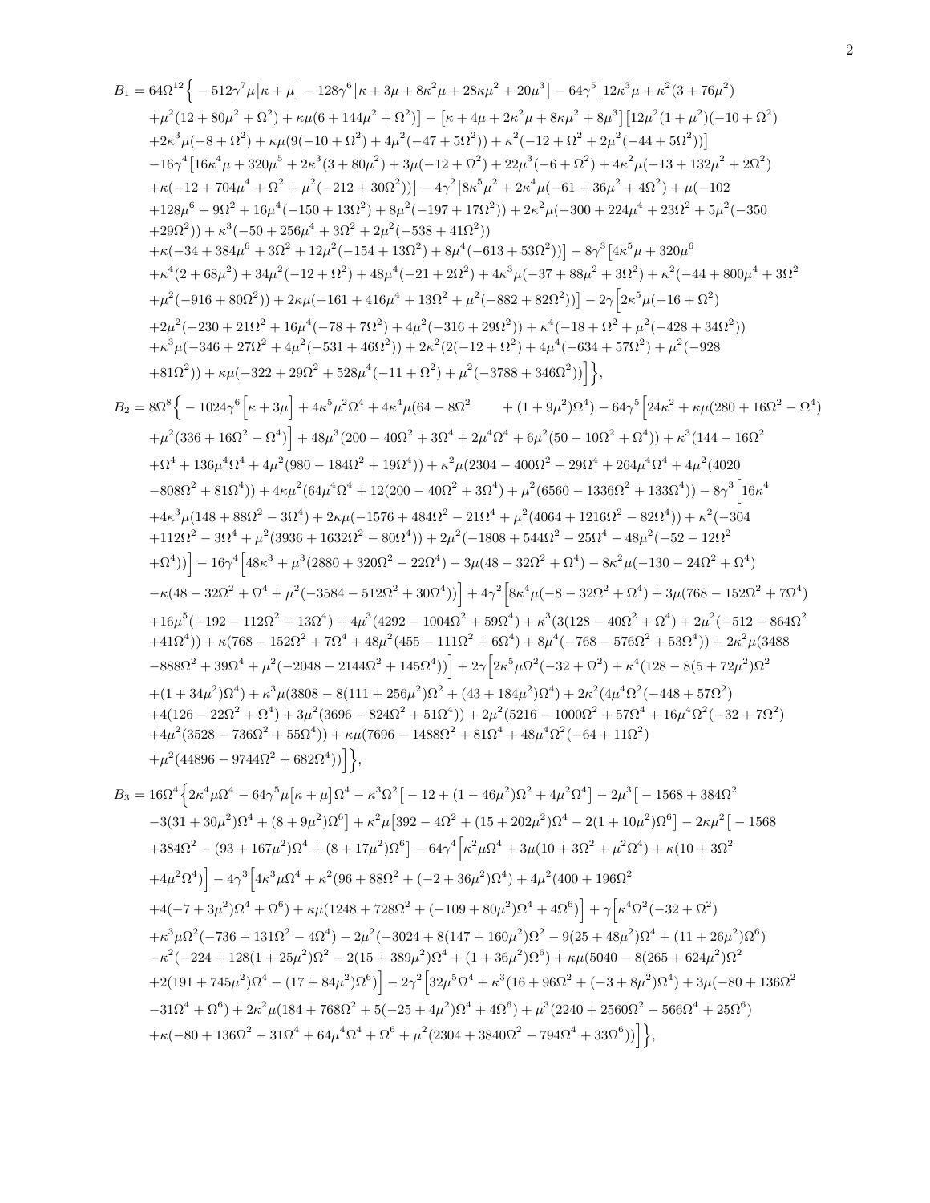$$
\begin{aligned}
B_1 = 64\Omega^{12}\Big\{ & -512\gamma^7\mu\big[\kappa+\mu\big] - 128\gamma^6\big[\kappa + 3\mu + 8\kappa^2\mu + 28\kappa\mu^2 + 20\mu^3\big] - 64\gamma^5\big[12\kappa^3\mu + \kappa^2(3+76\mu^2) \\
& +\mu^2(12+80\mu^2+\Omega^2) + \kappa\mu(6+144\mu^2+\Omega^2)\big] - \big[\kappa + 4\mu + 2\kappa^2\mu + 8\kappa\mu^2 + 8\mu^3\big]\big[12\mu^2(1+\mu^2)(-10+\Omega^2) \\
& +2\kappa^3\mu(-8+\Omega^2) + \kappa\mu(9(-10+\Omega^2) + 4\mu^2(-47+5\Omega^2)) + \kappa^2(-12+\Omega^2+2\mu^2(-44+5\Omega^2))\big] \\
& -16\gamma^4\big[16\kappa^4\mu + 320\mu^5 + 2\kappa^3(3+80\mu^2) + 3\mu(-12+\Omega^2) + 22\mu^3(-6+\Omega^2) + 4\kappa^2\mu(-13+132\mu^2+2\Omega^2) \\
& +\kappa(-12+704\mu^4+\Omega^2+\mu^2(-212+30\Omega^2))\big] - 4\gamma^2\big[8\kappa^5\mu^2 + 2\kappa^4\mu(-61+36\mu^2+4\Omega^2) + \mu(-102 \\
& +128\mu^6 + 9\Omega^2 + 16\mu^4(-150+13\Omega^2) + 8\mu^2(-197+17\Omega^2)) + 2\kappa^2\mu(-300+224\mu^4+23\Omega^2+5\mu^2(-350 \\
& +29\Omega^2)) + \kappa^3(-50+256\mu^4+3\Omega^2+2\mu^2(-538+41\Omega^2)) \\
& +\kappa(-34+384\mu^6+3\Omega^2+12\mu^2(-154+13\Omega^2)+8\mu^4(-613+53\Omega^2))\big] - 8\gamma^3\big[4\kappa^5\mu + 320\mu^6 \\
& +\kappa^4(2+68\mu^2) + 34\mu^2(-12+\Omega^2) + 48\mu^4(-21+2\Omega^2) + 4\kappa^3\mu(-37+88\mu^2+3\Omega^2) + \kappa^2(-44+800\mu^4+3\Omega^2 \\
& +\mu^2(-916+80\Omega^2)) + 2\kappa\mu(-161+416\mu^4+13\Omega^2+\mu^2(-882+82\Omega^2))\big] - 2\gamma\Big[2\kappa^5\mu(-16+\Omega^2) \\
& +2\mu^2(-230+21\Omega^2+16\mu^4(-78+7\Omega^2)+4\mu^2(-316+29\Omega^2)) + \kappa^4(-18+\Omega^2+\mu^2(-428+34\Omega^2)) \\
& +\kappa^3\mu(-346+27\Omega^2+4\mu^2(-531+46\Omega^2)) + 2\kappa^2(2(-12+\Omega^2)+4\mu^4(-634+57\Omega^2)+\mu^2(-928 \\
& +81\Omega^2)) + \kappa\mu(-322+29\Omega^2+528\mu^4(-11+\Omega^2)+\mu^2(-3788+346\Omega^2))\Big]\Big\},
\end{aligned}
$$

$$
\begin{aligned}
B_2 = 8\Omega^8\Big\{ & -1024\gamma^6\Big[\kappa+3\mu\Big] + 4\kappa^5\mu^2\Omega^4 + 4\kappa^4\mu(64-8\Omega^2 \qquad +(1+9\mu^2)\Omega^4) - 64\gamma^5\Big[24\kappa^2 + \kappa\mu(280+16\Omega^2-\Omega^4) \\
& +\mu^2(336+16\Omega^2-\Omega^4)\Big] + 48\mu^3(200-40\Omega^2+3\Omega^4+2\mu^4\Omega^4+6\mu^2(50-10\Omega^2+\Omega^4)) + \kappa^3(144-16\Omega^2 \\
& +\Omega^4+136\mu^4\Omega^4+4\mu^2(980-184\Omega^2+19\Omega^4)) + \kappa^2\mu(2304-400\Omega^2+29\Omega^4+264\mu^4\Omega^4+4\mu^2(4020 \\
& -808\Omega^2+81\Omega^4)) + 4\kappa\mu^2(64\mu^4\Omega^4+12(200-40\Omega^2+3\Omega^4)+\mu^2(6560-1336\Omega^2+133\Omega^4)) - 8\gamma^3\Big[16\kappa^4 \\
& +4\kappa^3\mu(148+88\Omega^2-3\Omega^4) + 2\kappa\mu(-1576+484\Omega^2-21\Omega^4+\mu^2(4064+1216\Omega^2-82\Omega^4)) + \kappa^2(-304 \\
& +112\Omega^2-3\Omega^4+\mu^2(3936+1632\Omega^2-80\Omega^4)) + 2\mu^2(-1808+544\Omega^2-25\Omega^4-48\mu^2(-52-12\Omega^2 \\
& +\Omega^4))\Big] - 16\gamma^4\Big[48\kappa^3 + \mu^3(2880+320\Omega^2-22\Omega^4) - 3\mu(48-32\Omega^2+\Omega^4) - 8\kappa^2\mu(-130-24\Omega^2+\Omega^4) \\
& -\kappa(48-32\Omega^2+\Omega^4+\mu^2(-3584-512\Omega^2+30\Omega^4))\Big] + 4\gamma^2\Big[8\kappa^4\mu(-8-32\Omega^2+\Omega^4) + 3\mu(768-152\Omega^2+7\Omega^4) \\
& +16\mu^5(-192-112\Omega^2+13\Omega^4) + 4\mu^3(4292-1004\Omega^2+59\Omega^4) + \kappa^3(3(128-40\Omega^2+\Omega^4)+2\mu^2(-512-864\Omega^2 \\
& +41\Omega^4)) + \kappa(768-152\Omega^2+7\Omega^4+48\mu^2(455-111\Omega^2+6\Omega^4)+8\mu^4(-768-576\Omega^2+53\Omega^4)) + 2\kappa^2\mu(3488 \\
& -888\Omega^2+39\Omega^4+\mu^2(-2048-2144\Omega^2+145\Omega^4))\Big] + 2\gamma\Big[2\kappa^5\mu\Omega^2(-32+\Omega^2) + \kappa^4(128-8(5+72\mu^2)\Omega^2 \\
& +(1+34\mu^2)\Omega^4) + \kappa^3\mu(3808-8(111+256\mu^2)\Omega^2+(43+184\mu^2)\Omega^4) + 2\kappa^2(4\mu^4\Omega^2(-448+57\Omega^2) \\
& +4(126-22\Omega^2+\Omega^4)+3\mu^2(3696-824\Omega^2+51\Omega^4)) + 2\mu^2(5216-1000\Omega^2+57\Omega^4+16\mu^4\Omega^2(-32+7\Omega^2) \\
& +4\mu^2(3528-736\Omega^2+55\Omega^4)) + \kappa\mu(7696-1488\Omega^2+81\Omega^4+48\mu^4\Omega^2(-64+11\Omega^2) \\
& +\mu^2(44896-9744\Omega^2+682\Omega^4))\Big]\Big\},
\end{aligned}
$$

$$
\begin{aligned}
B_3 = 16\Omega^4\Big\{ & 2\kappa^4\mu\Omega^4 - 64\gamma^5\mu\big[\kappa+\mu\big]\Omega^4 - \kappa^3\Omega^2\big[-12+(1-46\mu^2)\Omega^2+4\mu^2\Omega^4\big] - 2\mu^3\big[-1568+384\Omega^2 \\
& -3(31+30\mu^2)\Omega^4+(8+9\mu^2)\Omega^6\big] + \kappa^2\mu\big[392-4\Omega^2+(15+202\mu^2)\Omega^4-2(1+10\mu^2)\Omega^6\big] - 2\kappa\mu^2\big[-1568 \\
& +384\Omega^2-(93+167\mu^2)\Omega^4+(8+17\mu^2)\Omega^6\big] - 64\gamma^4\Big[\kappa^2\mu\Omega^4 + 3\mu(10+3\Omega^2+\mu^2\Omega^4) + \kappa(10+3\Omega^2 \\
& +4\mu^2\Omega^4)\Big] - 4\gamma^3\Big[4\kappa^3\mu\Omega^4 + \kappa^2(96+88\Omega^2+(-2+36\mu^2)\Omega^4) + 4\mu^2(400+196\Omega^2 \\
& +4(-7+3\mu^2)\Omega^4+\Omega^6) + \kappa\mu(1248+728\Omega^2+(-109+80\mu^2)\Omega^4+4\Omega^6)\Big] + \gamma\Big[\kappa^4\Omega^2(-32+\Omega^2) \\
& +\kappa^3\mu\Omega^2(-736+131\Omega^2-4\Omega^4) - 2\mu^2(-3024+8(147+160\mu^2)\Omega^2-9(25+48\mu^2)\Omega^4+(11+26\mu^2)\Omega^6) \\
& -\kappa^2(-224+128(1+25\mu^2)\Omega^2-2(15+389\mu^2)\Omega^4+(1+36\mu^2)\Omega^6) + \kappa\mu(5040-8(265+624\mu^2)\Omega^2 \\
& +2(191+745\mu^2)\Omega^4-(17+84\mu^2)\Omega^6)\Big] - 2\gamma^2\Big[32\mu^5\Omega^4 + \kappa^3(16+96\Omega^2+(-3+8\mu^2)\Omega^4) + 3\mu(-80+136\Omega^2 \\
& -31\Omega^4+\Omega^6) + 2\kappa^2\mu(184+768\Omega^2+5(-25+4\mu^2)\Omega^4+4\Omega^6) + \mu^3(2240+2560\Omega^2-566\Omega^4+25\Omega^6) \\
& +\kappa(-80+136\Omega^2-31\Omega^4+64\mu^4\Omega^4+\Omega^6+\mu^2(2304+3840\Omega^2-794\Omega^4+33\Omega^6))\Big]\Big\},
\end{aligned}
$$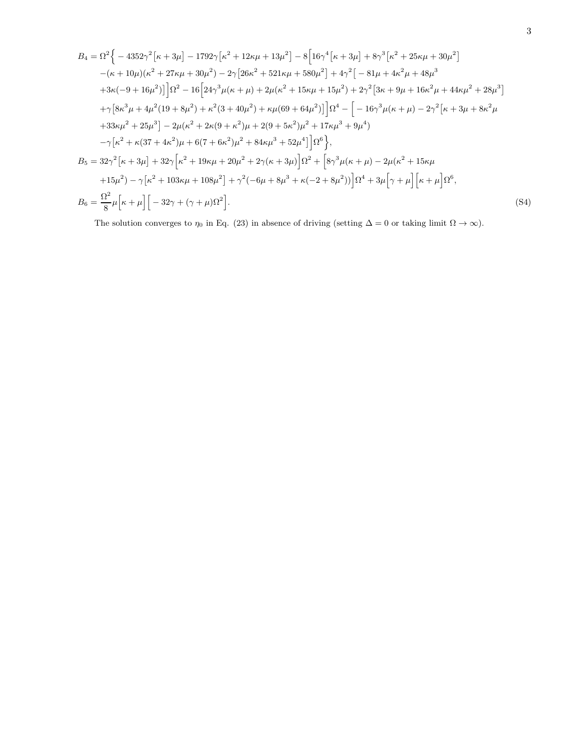$$
\begin{aligned}
B_4 &= \Omega^2\Big\{ -4352\gamma^2\big[\kappa+3\mu\big] - 1792\gamma\big[\kappa^2+12\kappa\mu+13\mu^2\big] - 8\Big[16\gamma^4\big[\kappa+3\mu\big] + 8\gamma^3\big[\kappa^2+25\kappa\mu+30\mu^2\big] \\
&\quad -(\kappa+10\mu)(\kappa^2+27\kappa\mu+30\mu^2) - 2\gamma\big[26\kappa^2+521\kappa\mu+580\mu^2\big] + 4\gamma^2\big[-81\mu+4\kappa^2\mu+48\mu^3 \\
&\quad +3\kappa(-9+16\mu^2)\big]\Big]\Omega^2 - 16\Big[24\gamma^3\mu(\kappa+\mu) + 2\mu(\kappa^2+15\kappa\mu+15\mu^2) + 2\gamma^2\big[3\kappa+9\mu+16\kappa^2\mu+44\kappa\mu^2+28\mu^3\big] \\
&\quad +\gamma\big[8\kappa^3\mu+4\mu^2(19+8\mu^2)+\kappa^2(3+40\mu^2)+\kappa\mu(69+64\mu^2)\big]\Big]\Omega^4 - \Big[-16\gamma^3\mu(\kappa+\mu) - 2\gamma^2\big[\kappa+3\mu+8\kappa^2\mu \\
&\quad +33\kappa\mu^2+25\mu^3\big] - 2\mu(\kappa^2+2\kappa(9+\kappa^2)\mu+2(9+5\kappa^2)\mu^2+17\kappa\mu^3+9\mu^4) \\
&\quad -\gamma\big[\kappa^2+\kappa(37+4\kappa^2)\mu+6(7+6\kappa^2)\mu^2+84\kappa\mu^3+52\mu^4\big]\Big]\Omega^6\Big\}, \\
B_5 &= 32\gamma^2\big[\kappa+3\mu\big] + 32\gamma\Big[\kappa^2+19\kappa\mu+20\mu^2+2\gamma(\kappa+3\mu)\Big]\Omega^2 + \Big[8\gamma^3\mu(\kappa+\mu) - 2\mu(\kappa^2+15\kappa\mu \\
&\quad +15\mu^2) - \gamma\big[\kappa^2+103\kappa\mu+108\mu^2\big] + \gamma^2(-6\mu+8\mu^3+\kappa(-2+8\mu^2))\Big]\Omega^4 + 3\mu\Big[\gamma+\mu\Big]\Big[\kappa+\mu\Big]\Omega^6, \\
B_6 &= \frac{\Omega^2}{8}\mu\Big[\kappa+\mu\Big]\Big[-32\gamma+(\gamma+\mu)\Omega^2\Big].
\end{aligned}
\tag{S4}
$$

The solution converges to $\eta_0$ in Eq. (23) in absence of driving (setting $\Delta = 0$ or taking limit $\Omega \to \infty$).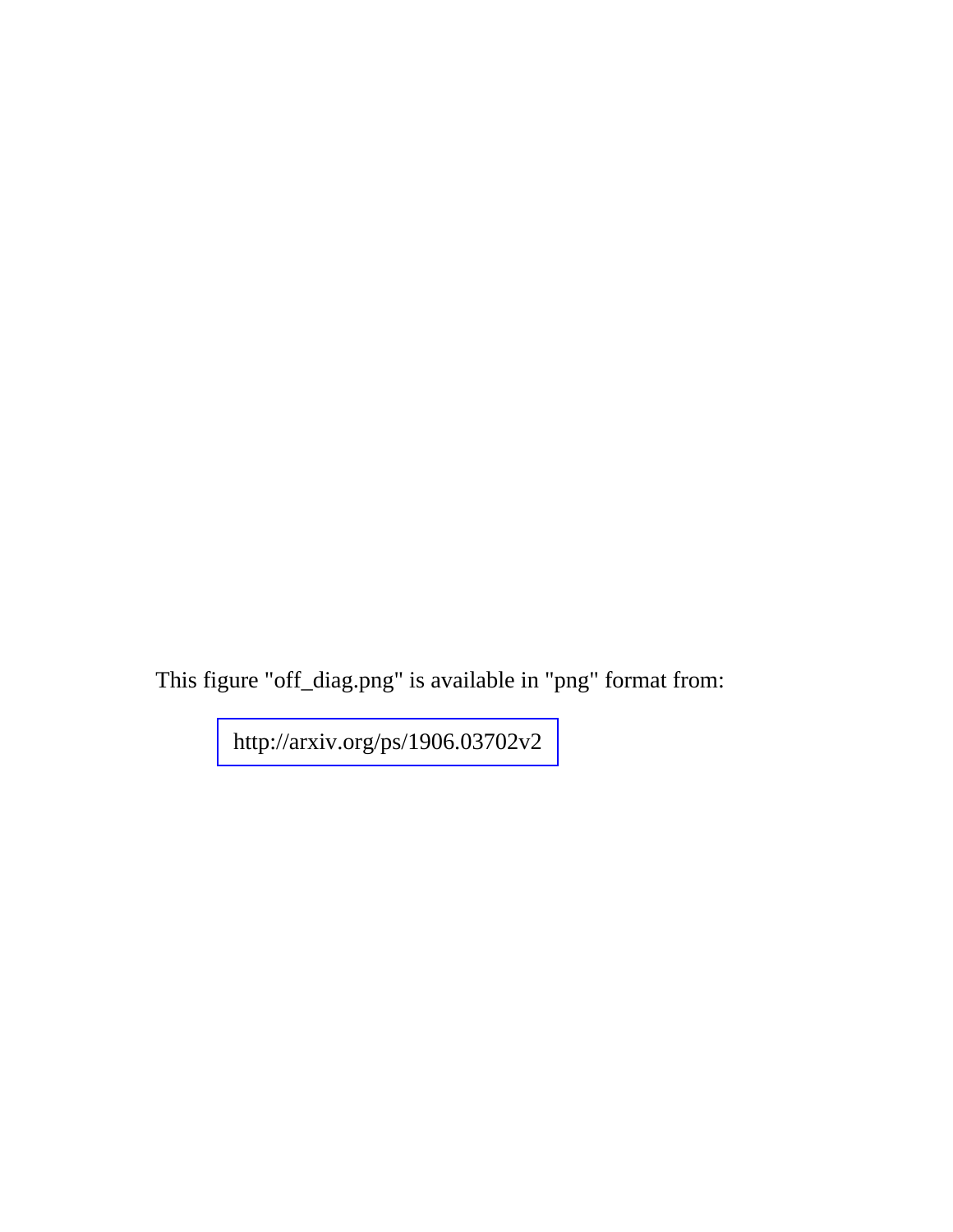This figure "off_diag.png" is available in "png" format from:

http://arxiv.org/ps/1906.03702v2